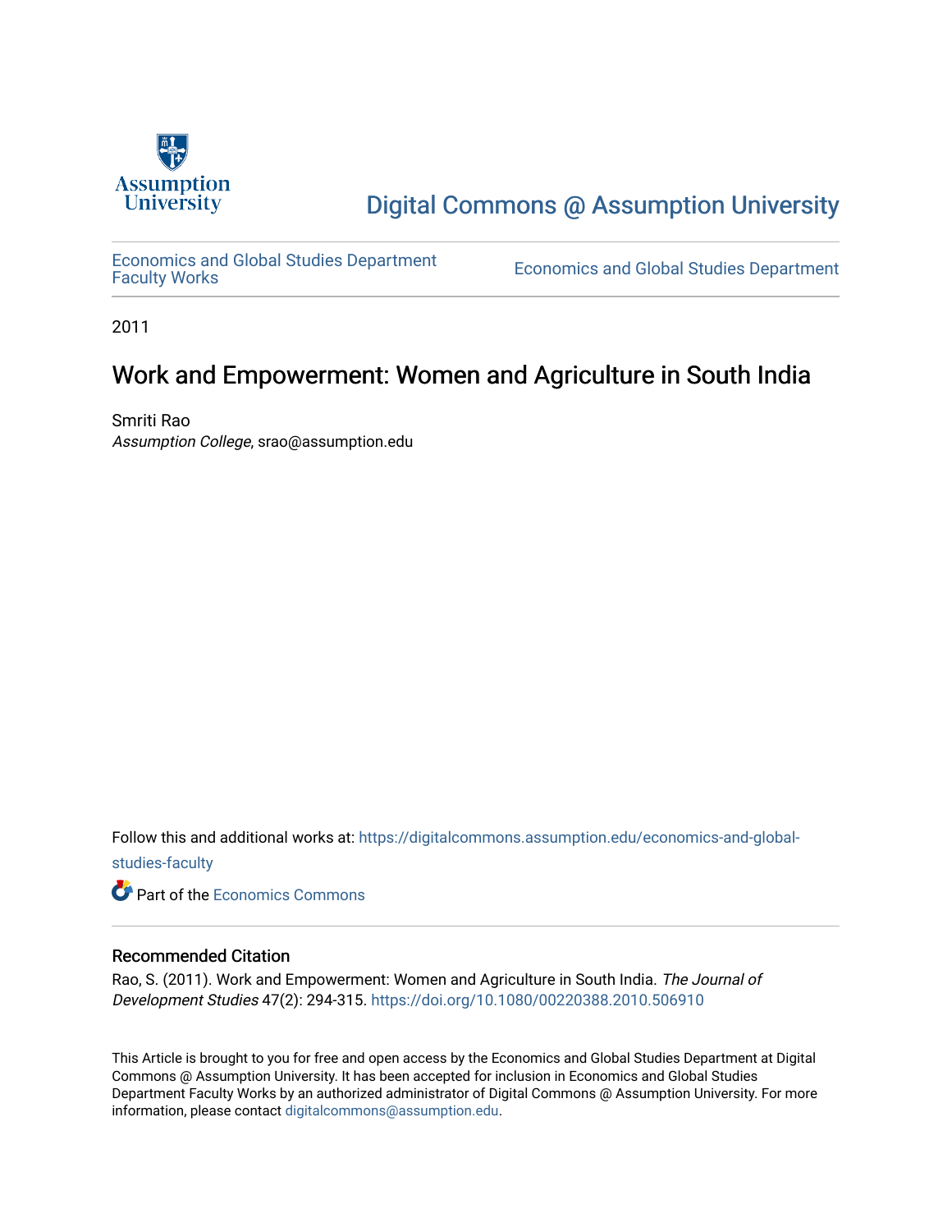Digital Commons @ Assumption University

Economics and Global Studies Department Faculty Works | Economics and Global Studies Department

2011

# Work and Empowerment: Women and Agriculture in South India

Smriti Rao
*Assumption College*, srao@assumption.edu

Follow this and additional works at: https://digitalcommons.assumption.edu/economics-and-global-studies-faculty

Part of the Economics Commons

## Recommended Citation

Rao, S. (2011). Work and Empowerment: Women and Agriculture in South India. *The Journal of Development Studies* 47(2): 294-315. https://doi.org/10.1080/00220388.2010.506910

This Article is brought to you for free and open access by the Economics and Global Studies Department at Digital Commons @ Assumption University. It has been accepted for inclusion in Economics and Global Studies Department Faculty Works by an authorized administrator of Digital Commons @ Assumption University. For more information, please contact digitalcommons@assumption.edu.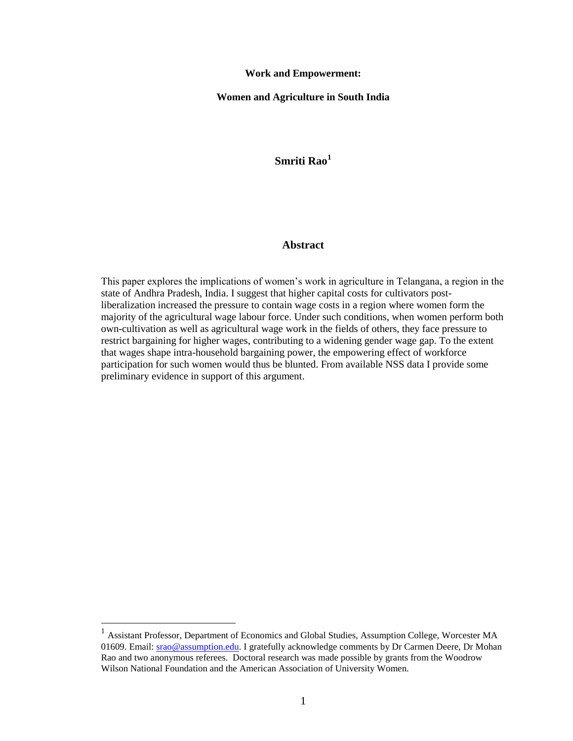**Work and Empowerment:**

**Women and Agriculture in South India**

**Smriti Rao**[1]

## Abstract

This paper explores the implications of women's work in agriculture in Telangana, a region in the state of Andhra Pradesh, India. I suggest that higher capital costs for cultivators post-liberalization increased the pressure to contain wage costs in a region where women form the majority of the agricultural wage labour force. Under such conditions, when women perform both own-cultivation as well as agricultural wage work in the fields of others, they face pressure to restrict bargaining for higher wages, contributing to a widening gender wage gap. To the extent that wages shape intra-household bargaining power, the empowering effect of workforce participation for such women would thus be blunted. From available NSS data I provide some preliminary evidence in support of this argument.

[1] Assistant Professor, Department of Economics and Global Studies, Assumption College, Worcester MA 01609. Email: srao@assumption.edu. I gratefully acknowledge comments by Dr Carmen Deere, Dr Mohan Rao and two anonymous referees. Doctoral research was made possible by grants from the Woodrow Wilson National Foundation and the American Association of University Women.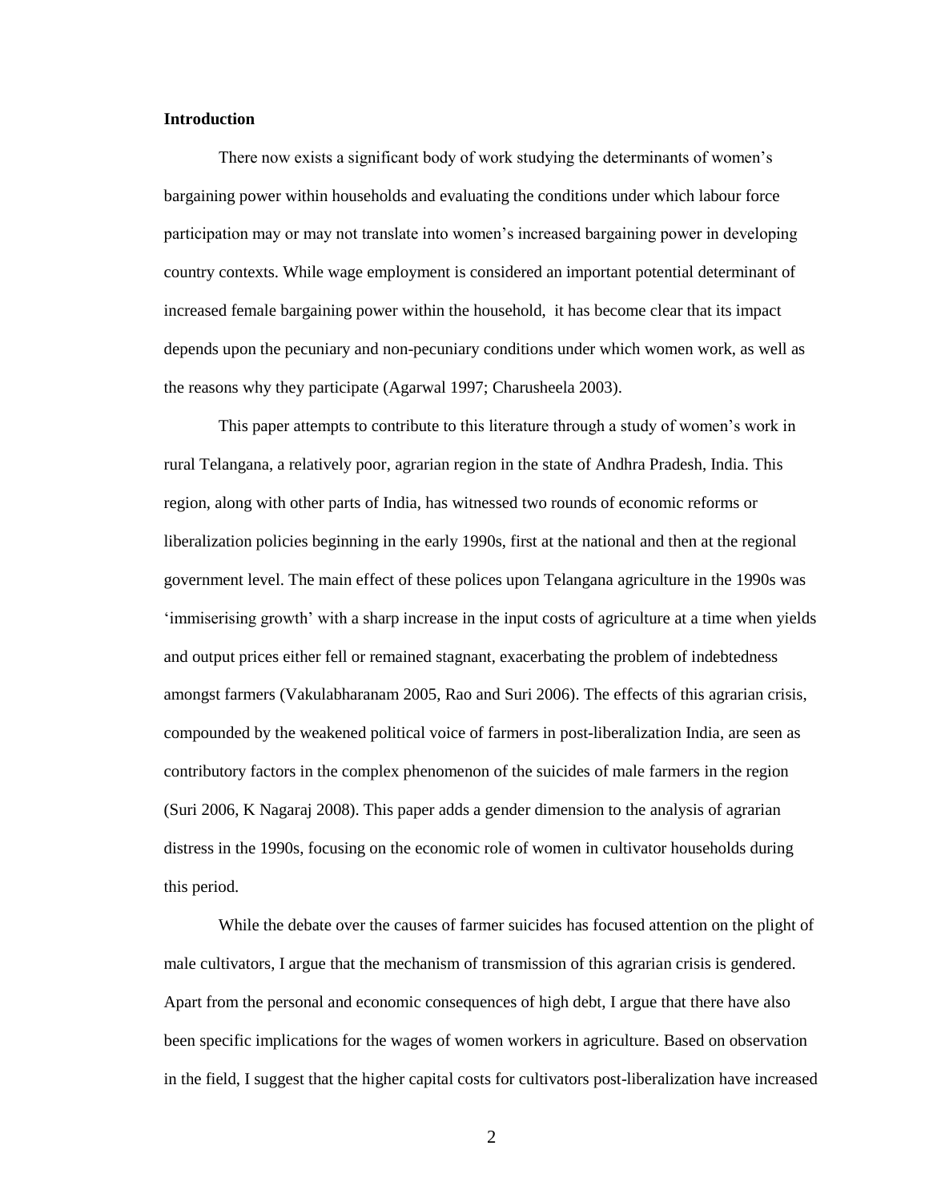## Introduction

There now exists a significant body of work studying the determinants of women's bargaining power within households and evaluating the conditions under which labour force participation may or may not translate into women's increased bargaining power in developing country contexts. While wage employment is considered an important potential determinant of increased female bargaining power within the household, it has become clear that its impact depends upon the pecuniary and non-pecuniary conditions under which women work, as well as the reasons why they participate (Agarwal 1997; Charusheela 2003).

This paper attempts to contribute to this literature through a study of women's work in rural Telangana, a relatively poor, agrarian region in the state of Andhra Pradesh, India. This region, along with other parts of India, has witnessed two rounds of economic reforms or liberalization policies beginning in the early 1990s, first at the national and then at the regional government level. The main effect of these polices upon Telangana agriculture in the 1990s was 'immiserising growth' with a sharp increase in the input costs of agriculture at a time when yields and output prices either fell or remained stagnant, exacerbating the problem of indebtedness amongst farmers (Vakulabharanam 2005, Rao and Suri 2006). The effects of this agrarian crisis, compounded by the weakened political voice of farmers in post-liberalization India, are seen as contributory factors in the complex phenomenon of the suicides of male farmers in the region (Suri 2006, K Nagaraj 2008). This paper adds a gender dimension to the analysis of agrarian distress in the 1990s, focusing on the economic role of women in cultivator households during this period.

While the debate over the causes of farmer suicides has focused attention on the plight of male cultivators, I argue that the mechanism of transmission of this agrarian crisis is gendered. Apart from the personal and economic consequences of high debt, I argue that there have also been specific implications for the wages of women workers in agriculture. Based on observation in the field, I suggest that the higher capital costs for cultivators post-liberalization have increased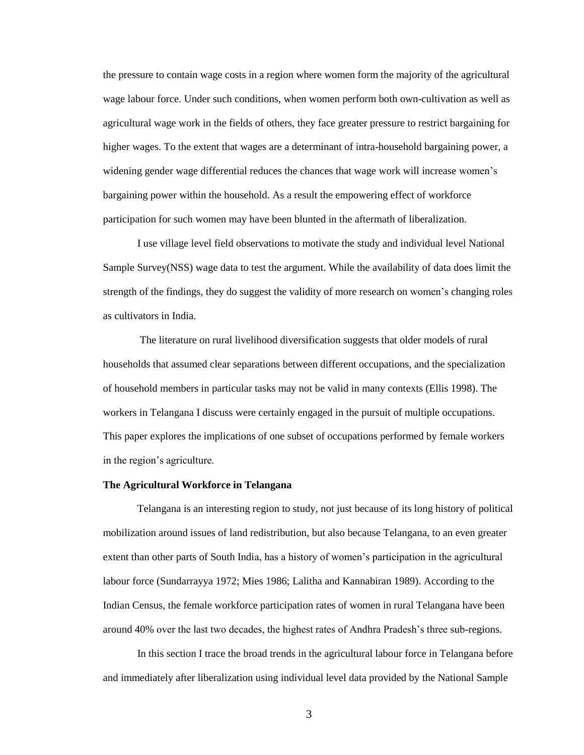the pressure to contain wage costs in a region where women form the majority of the agricultural wage labour force. Under such conditions, when women perform both own-cultivation as well as agricultural wage work in the fields of others, they face greater pressure to restrict bargaining for higher wages. To the extent that wages are a determinant of intra-household bargaining power, a widening gender wage differential reduces the chances that wage work will increase women's bargaining power within the household. As a result the empowering effect of workforce participation for such women may have been blunted in the aftermath of liberalization.

I use village level field observations to motivate the study and individual level National Sample Survey(NSS) wage data to test the argument. While the availability of data does limit the strength of the findings, they do suggest the validity of more research on women's changing roles as cultivators in India.

The literature on rural livelihood diversification suggests that older models of rural households that assumed clear separations between different occupations, and the specialization of household members in particular tasks may not be valid in many contexts (Ellis 1998). The workers in Telangana I discuss were certainly engaged in the pursuit of multiple occupations. This paper explores the implications of one subset of occupations performed by female workers in the region's agriculture.

**The Agricultural Workforce in Telangana**

Telangana is an interesting region to study, not just because of its long history of political mobilization around issues of land redistribution, but also because Telangana, to an even greater extent than other parts of South India, has a history of women's participation in the agricultural labour force (Sundarrayya 1972; Mies 1986; Lalitha and Kannabiran 1989). According to the Indian Census, the female workforce participation rates of women in rural Telangana have been around 40% over the last two decades, the highest rates of Andhra Pradesh's three sub-regions.

In this section I trace the broad trends in the agricultural labour force in Telangana before and immediately after liberalization using individual level data provided by the National Sample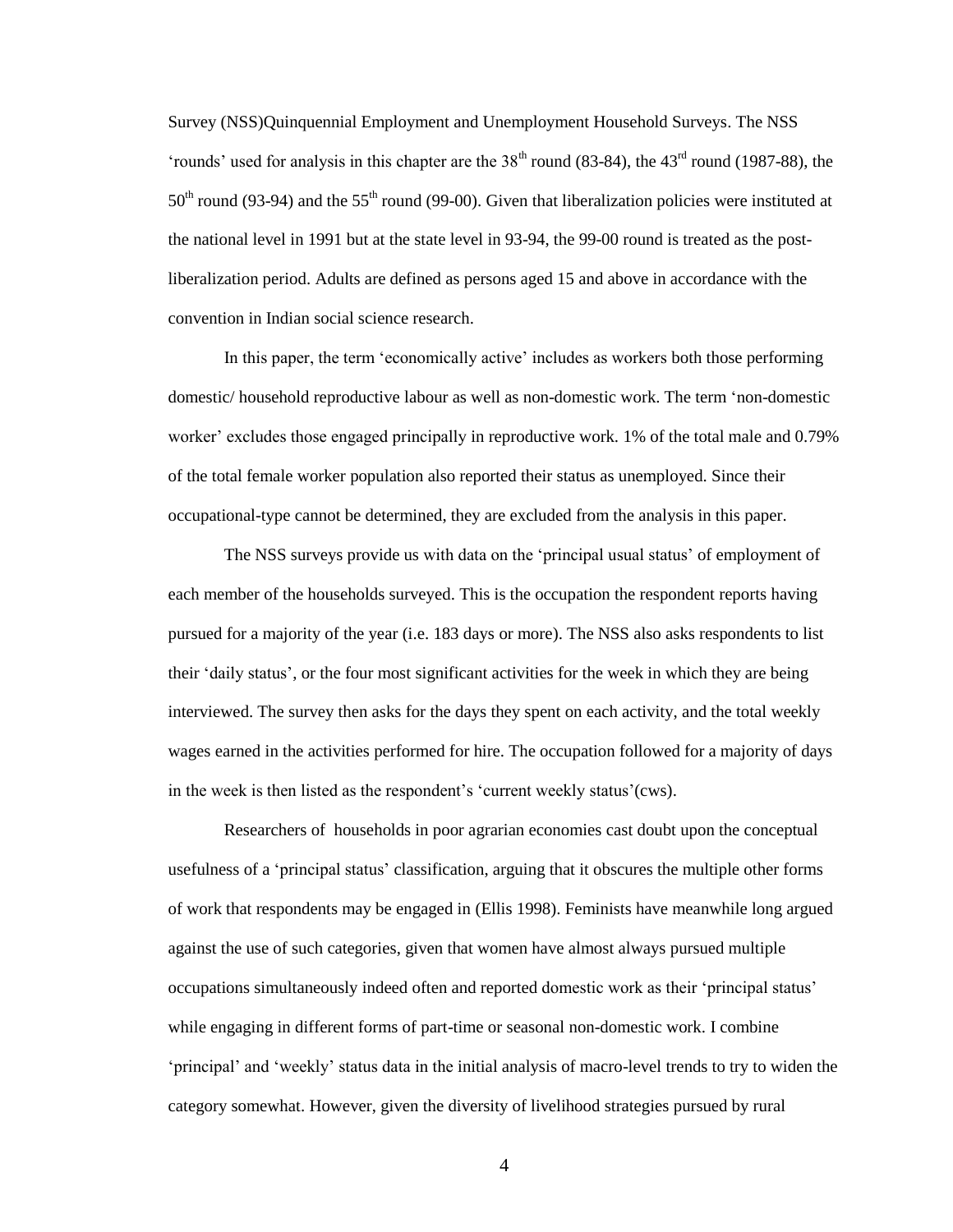Survey (NSS)Quinquennial Employment and Unemployment Household Surveys. The NSS 'rounds' used for analysis in this chapter are the 38th round (83-84), the 43rd round (1987-88), the 50th round (93-94) and the 55th round (99-00). Given that liberalization policies were instituted at the national level in 1991 but at the state level in 93-94, the 99-00 round is treated as the post-liberalization period. Adults are defined as persons aged 15 and above in accordance with the convention in Indian social science research.

In this paper, the term 'economically active' includes as workers both those performing domestic/ household reproductive labour as well as non-domestic work. The term 'non-domestic worker' excludes those engaged principally in reproductive work. 1% of the total male and 0.79% of the total female worker population also reported their status as unemployed. Since their occupational-type cannot be determined, they are excluded from the analysis in this paper.

The NSS surveys provide us with data on the 'principal usual status' of employment of each member of the households surveyed. This is the occupation the respondent reports having pursued for a majority of the year (i.e. 183 days or more). The NSS also asks respondents to list their 'daily status', or the four most significant activities for the week in which they are being interviewed. The survey then asks for the days they spent on each activity, and the total weekly wages earned in the activities performed for hire. The occupation followed for a majority of days in the week is then listed as the respondent's 'current weekly status'(cws).

Researchers of households in poor agrarian economies cast doubt upon the conceptual usefulness of a 'principal status' classification, arguing that it obscures the multiple other forms of work that respondents may be engaged in (Ellis 1998). Feminists have meanwhile long argued against the use of such categories, given that women have almost always pursued multiple occupations simultaneously indeed often and reported domestic work as their 'principal status' while engaging in different forms of part-time or seasonal non-domestic work. I combine 'principal' and 'weekly' status data in the initial analysis of macro-level trends to try to widen the category somewhat. However, given the diversity of livelihood strategies pursued by rural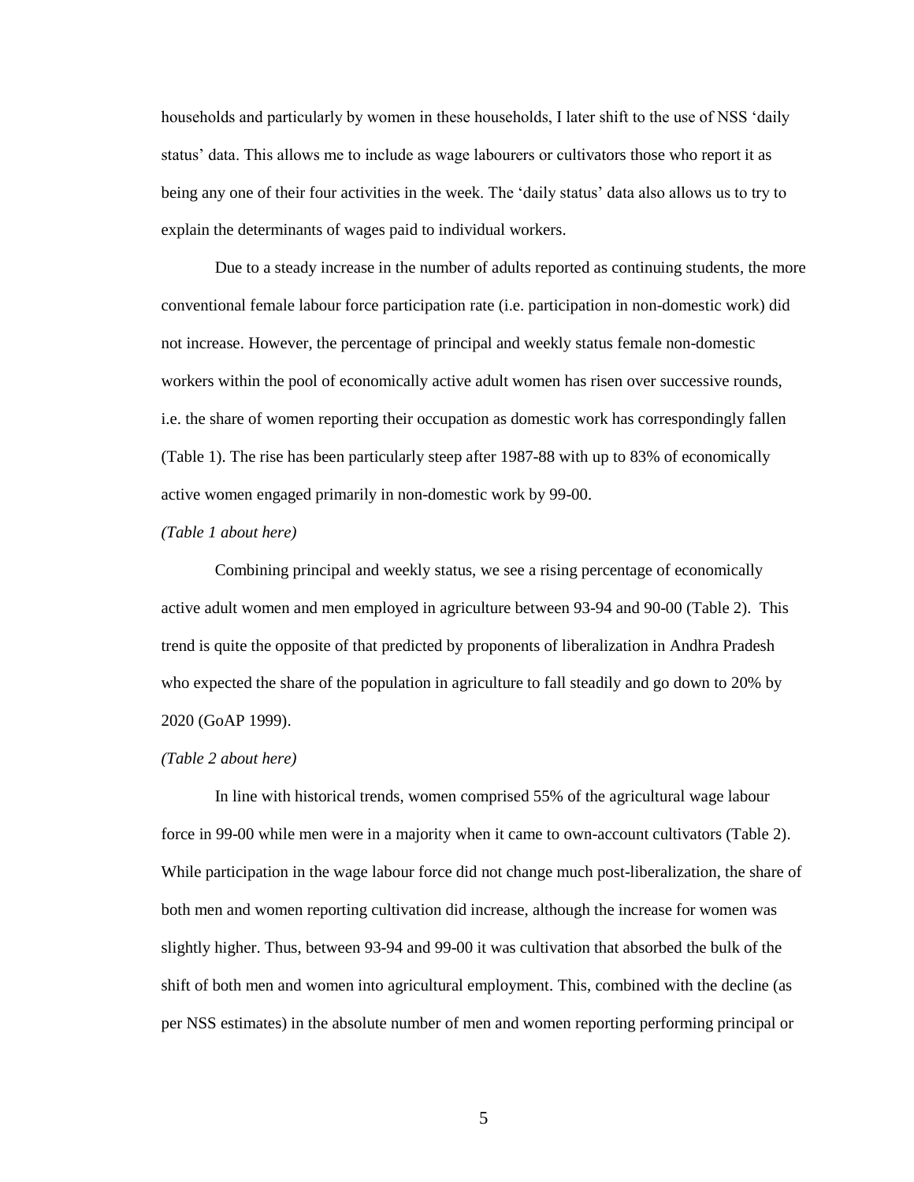households and particularly by women in these households, I later shift to the use of NSS 'daily status' data. This allows me to include as wage labourers or cultivators those who report it as being any one of their four activities in the week. The 'daily status' data also allows us to try to explain the determinants of wages paid to individual workers.

Due to a steady increase in the number of adults reported as continuing students, the more conventional female labour force participation rate (i.e. participation in non-domestic work) did not increase. However, the percentage of principal and weekly status female non-domestic workers within the pool of economically active adult women has risen over successive rounds, i.e. the share of women reporting their occupation as domestic work has correspondingly fallen (Table 1). The rise has been particularly steep after 1987-88 with up to 83% of economically active women engaged primarily in non-domestic work by 99-00.

*(Table 1 about here)*

Combining principal and weekly status, we see a rising percentage of economically active adult women and men employed in agriculture between 93-94 and 90-00 (Table 2). This trend is quite the opposite of that predicted by proponents of liberalization in Andhra Pradesh who expected the share of the population in agriculture to fall steadily and go down to 20% by 2020 (GoAP 1999).

*(Table 2 about here)*

In line with historical trends, women comprised 55% of the agricultural wage labour force in 99-00 while men were in a majority when it came to own-account cultivators (Table 2). While participation in the wage labour force did not change much post-liberalization, the share of both men and women reporting cultivation did increase, although the increase for women was slightly higher. Thus, between 93-94 and 99-00 it was cultivation that absorbed the bulk of the shift of both men and women into agricultural employment. This, combined with the decline (as per NSS estimates) in the absolute number of men and women reporting performing principal or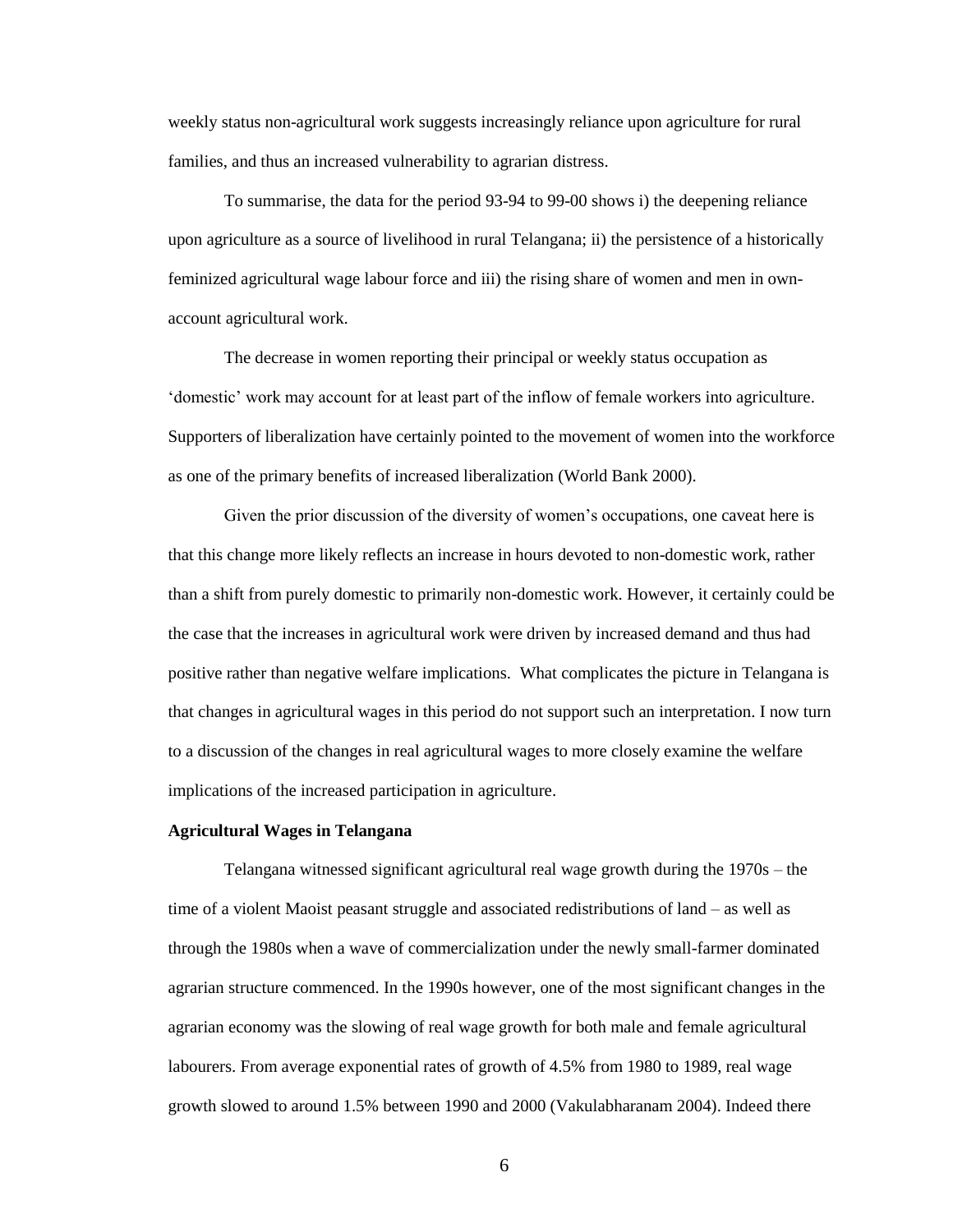weekly status non-agricultural work suggests increasingly reliance upon agriculture for rural families, and thus an increased vulnerability to agrarian distress.

To summarise, the data for the period 93-94 to 99-00 shows i) the deepening reliance upon agriculture as a source of livelihood in rural Telangana; ii) the persistence of a historically feminized agricultural wage labour force and iii) the rising share of women and men in own-account agricultural work.

The decrease in women reporting their principal or weekly status occupation as 'domestic' work may account for at least part of the inflow of female workers into agriculture. Supporters of liberalization have certainly pointed to the movement of women into the workforce as one of the primary benefits of increased liberalization (World Bank 2000).

Given the prior discussion of the diversity of women's occupations, one caveat here is that this change more likely reflects an increase in hours devoted to non-domestic work, rather than a shift from purely domestic to primarily non-domestic work. However, it certainly could be the case that the increases in agricultural work were driven by increased demand and thus had positive rather than negative welfare implications. What complicates the picture in Telangana is that changes in agricultural wages in this period do not support such an interpretation. I now turn to a discussion of the changes in real agricultural wages to more closely examine the welfare implications of the increased participation in agriculture.

**Agricultural Wages in Telangana**

Telangana witnessed significant agricultural real wage growth during the 1970s – the time of a violent Maoist peasant struggle and associated redistributions of land – as well as through the 1980s when a wave of commercialization under the newly small-farmer dominated agrarian structure commenced. In the 1990s however, one of the most significant changes in the agrarian economy was the slowing of real wage growth for both male and female agricultural labourers. From average exponential rates of growth of 4.5% from 1980 to 1989, real wage growth slowed to around 1.5% between 1990 and 2000 (Vakulabharanam 2004). Indeed there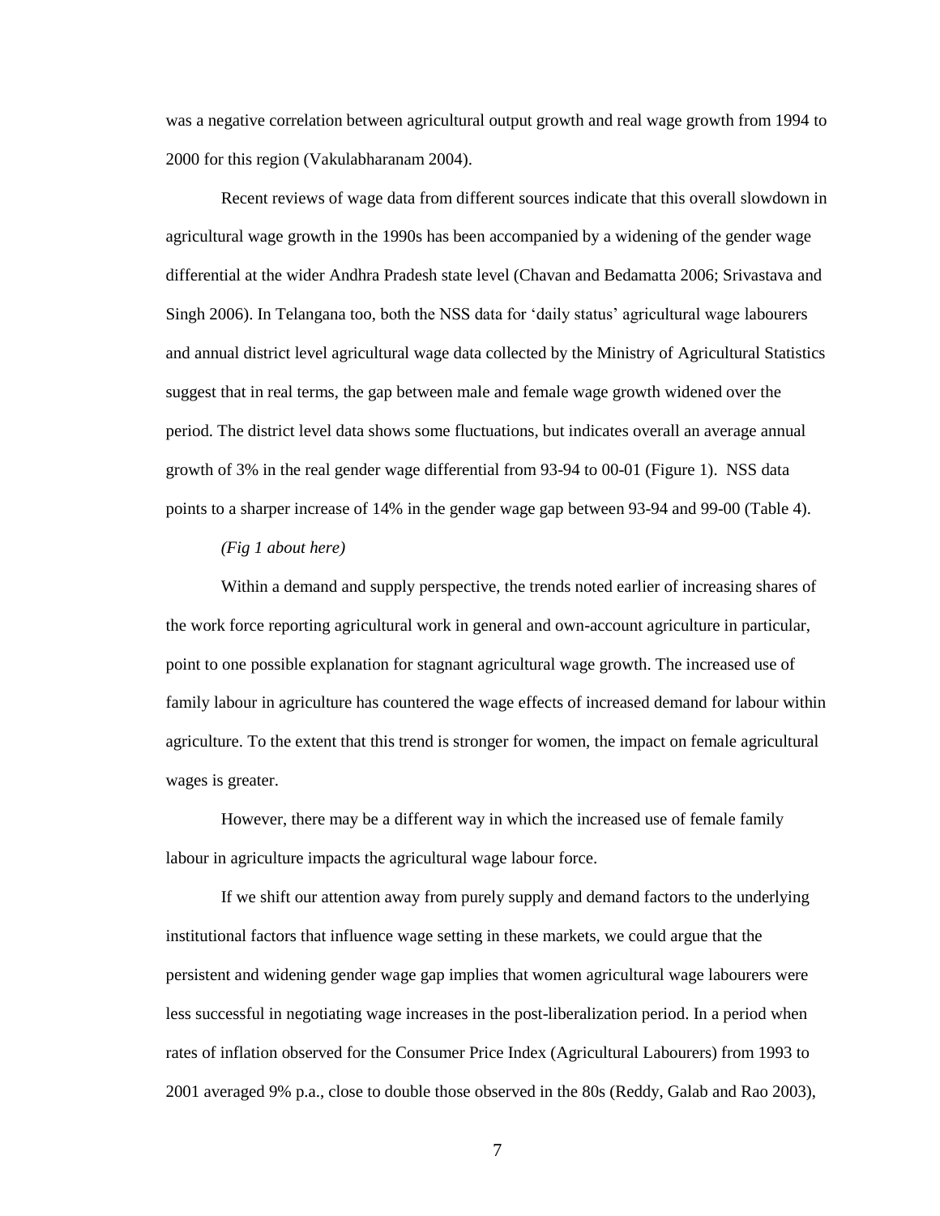was a negative correlation between agricultural output growth and real wage growth from 1994 to 2000 for this region (Vakulabharanam 2004).

Recent reviews of wage data from different sources indicate that this overall slowdown in agricultural wage growth in the 1990s has been accompanied by a widening of the gender wage differential at the wider Andhra Pradesh state level (Chavan and Bedamatta 2006; Srivastava and Singh 2006). In Telangana too, both the NSS data for 'daily status' agricultural wage labourers and annual district level agricultural wage data collected by the Ministry of Agricultural Statistics suggest that in real terms, the gap between male and female wage growth widened over the period. The district level data shows some fluctuations, but indicates overall an average annual growth of 3% in the real gender wage differential from 93-94 to 00-01 (Figure 1). NSS data points to a sharper increase of 14% in the gender wage gap between 93-94 and 99-00 (Table 4).

*(Fig 1 about here)*

Within a demand and supply perspective, the trends noted earlier of increasing shares of the work force reporting agricultural work in general and own-account agriculture in particular, point to one possible explanation for stagnant agricultural wage growth. The increased use of family labour in agriculture has countered the wage effects of increased demand for labour within agriculture. To the extent that this trend is stronger for women, the impact on female agricultural wages is greater.

However, there may be a different way in which the increased use of female family labour in agriculture impacts the agricultural wage labour force.

If we shift our attention away from purely supply and demand factors to the underlying institutional factors that influence wage setting in these markets, we could argue that the persistent and widening gender wage gap implies that women agricultural wage labourers were less successful in negotiating wage increases in the post-liberalization period. In a period when rates of inflation observed for the Consumer Price Index (Agricultural Labourers) from 1993 to 2001 averaged 9% p.a., close to double those observed in the 80s (Reddy, Galab and Rao 2003),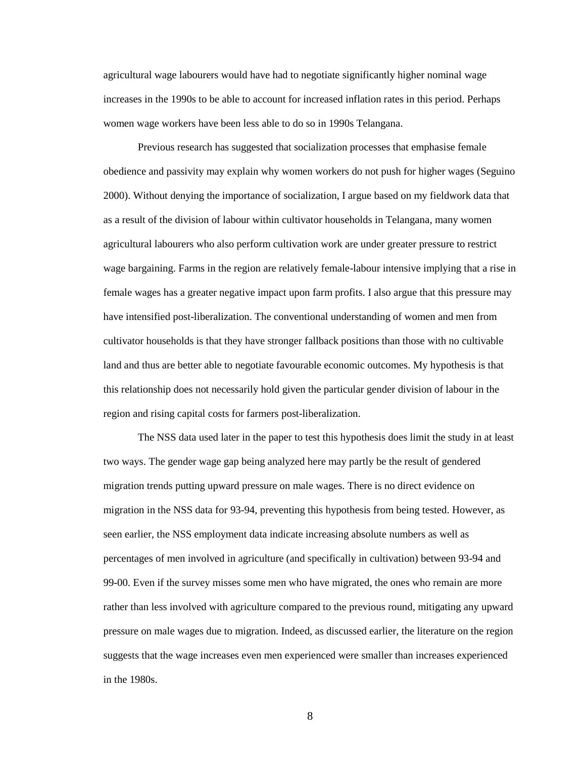agricultural wage labourers would have had to negotiate significantly higher nominal wage increases in the 1990s to be able to account for increased inflation rates in this period. Perhaps women wage workers have been less able to do so in 1990s Telangana.

Previous research has suggested that socialization processes that emphasise female obedience and passivity may explain why women workers do not push for higher wages (Seguino 2000). Without denying the importance of socialization, I argue based on my fieldwork data that as a result of the division of labour within cultivator households in Telangana, many women agricultural labourers who also perform cultivation work are under greater pressure to restrict wage bargaining. Farms in the region are relatively female-labour intensive implying that a rise in female wages has a greater negative impact upon farm profits. I also argue that this pressure may have intensified post-liberalization. The conventional understanding of women and men from cultivator households is that they have stronger fallback positions than those with no cultivable land and thus are better able to negotiate favourable economic outcomes. My hypothesis is that this relationship does not necessarily hold given the particular gender division of labour in the region and rising capital costs for farmers post-liberalization.

The NSS data used later in the paper to test this hypothesis does limit the study in at least two ways. The gender wage gap being analyzed here may partly be the result of gendered migration trends putting upward pressure on male wages. There is no direct evidence on migration in the NSS data for 93-94, preventing this hypothesis from being tested. However, as seen earlier, the NSS employment data indicate increasing absolute numbers as well as percentages of men involved in agriculture (and specifically in cultivation) between 93-94 and 99-00. Even if the survey misses some men who have migrated, the ones who remain are more rather than less involved with agriculture compared to the previous round, mitigating any upward pressure on male wages due to migration. Indeed, as discussed earlier, the literature on the region suggests that the wage increases even men experienced were smaller than increases experienced in the 1980s.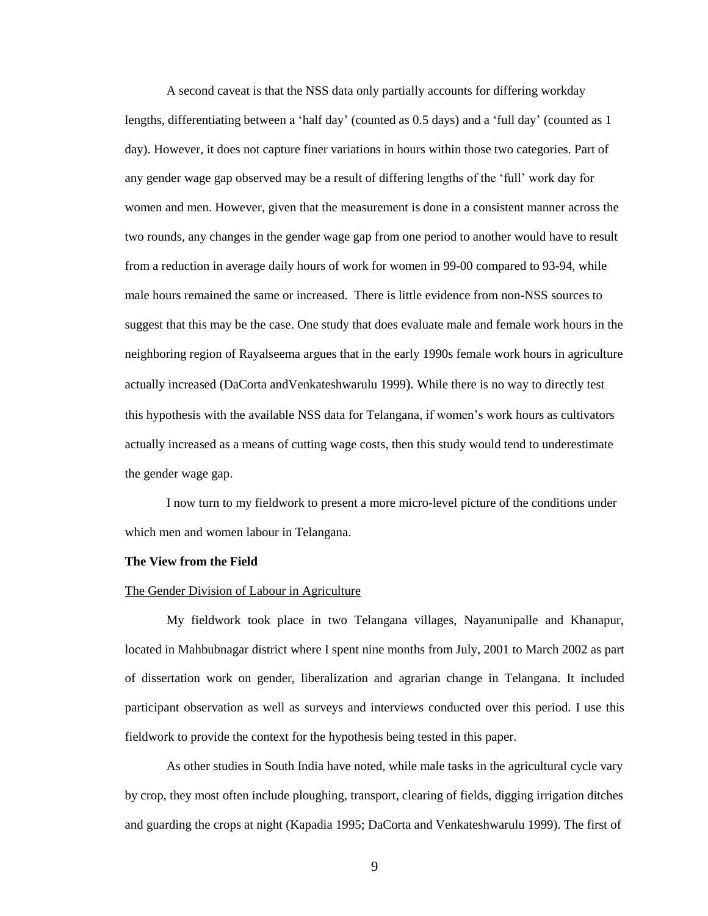A second caveat is that the NSS data only partially accounts for differing workday lengths, differentiating between a 'half day' (counted as 0.5 days) and a 'full day' (counted as 1 day). However, it does not capture finer variations in hours within those two categories. Part of any gender wage gap observed may be a result of differing lengths of the 'full' work day for women and men. However, given that the measurement is done in a consistent manner across the two rounds, any changes in the gender wage gap from one period to another would have to result from a reduction in average daily hours of work for women in 99-00 compared to 93-94, while male hours remained the same or increased. There is little evidence from non-NSS sources to suggest that this may be the case. One study that does evaluate male and female work hours in the neighboring region of Rayalseema argues that in the early 1990s female work hours in agriculture actually increased (DaCorta andVenkateshwarulu 1999). While there is no way to directly test this hypothesis with the available NSS data for Telangana, if women's work hours as cultivators actually increased as a means of cutting wage costs, then this study would tend to underestimate the gender wage gap.

I now turn to my fieldwork to present a more micro-level picture of the conditions under which men and women labour in Telangana.

**The View from the Field**

The Gender Division of Labour in Agriculture

My fieldwork took place in two Telangana villages, Nayanunipalle and Khanapur, located in Mahbubnagar district where I spent nine months from July, 2001 to March 2002 as part of dissertation work on gender, liberalization and agrarian change in Telangana. It included participant observation as well as surveys and interviews conducted over this period. I use this fieldwork to provide the context for the hypothesis being tested in this paper.

As other studies in South India have noted, while male tasks in the agricultural cycle vary by crop, they most often include ploughing, transport, clearing of fields, digging irrigation ditches and guarding the crops at night (Kapadia 1995; DaCorta and Venkateshwarulu 1999). The first of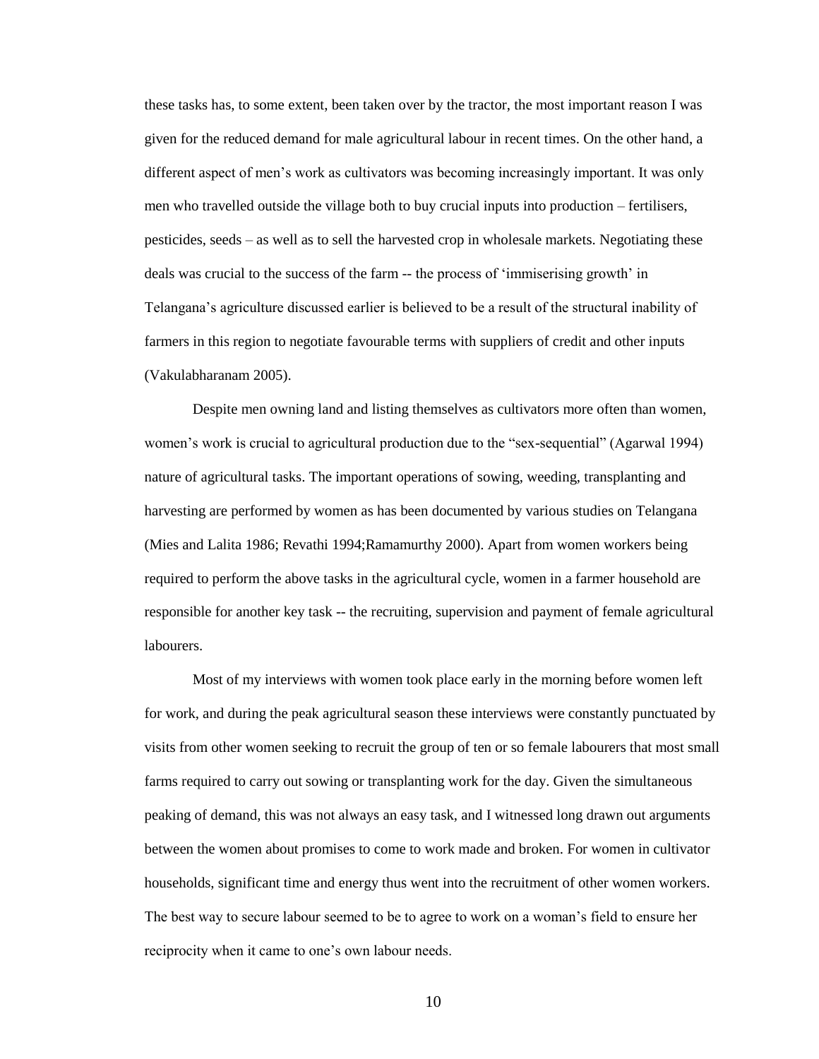these tasks has, to some extent, been taken over by the tractor, the most important reason I was given for the reduced demand for male agricultural labour in recent times. On the other hand, a different aspect of men's work as cultivators was becoming increasingly important. It was only men who travelled outside the village both to buy crucial inputs into production – fertilisers, pesticides, seeds – as well as to sell the harvested crop in wholesale markets. Negotiating these deals was crucial to the success of the farm -- the process of 'immiserising growth' in Telangana's agriculture discussed earlier is believed to be a result of the structural inability of farmers in this region to negotiate favourable terms with suppliers of credit and other inputs (Vakulabharanam 2005).

Despite men owning land and listing themselves as cultivators more often than women, women's work is crucial to agricultural production due to the "sex-sequential" (Agarwal 1994) nature of agricultural tasks. The important operations of sowing, weeding, transplanting and harvesting are performed by women as has been documented by various studies on Telangana (Mies and Lalita 1986; Revathi 1994;Ramamurthy 2000). Apart from women workers being required to perform the above tasks in the agricultural cycle, women in a farmer household are responsible for another key task -- the recruiting, supervision and payment of female agricultural labourers.

Most of my interviews with women took place early in the morning before women left for work, and during the peak agricultural season these interviews were constantly punctuated by visits from other women seeking to recruit the group of ten or so female labourers that most small farms required to carry out sowing or transplanting work for the day. Given the simultaneous peaking of demand, this was not always an easy task, and I witnessed long drawn out arguments between the women about promises to come to work made and broken. For women in cultivator households, significant time and energy thus went into the recruitment of other women workers. The best way to secure labour seemed to be to agree to work on a woman's field to ensure her reciprocity when it came to one's own labour needs.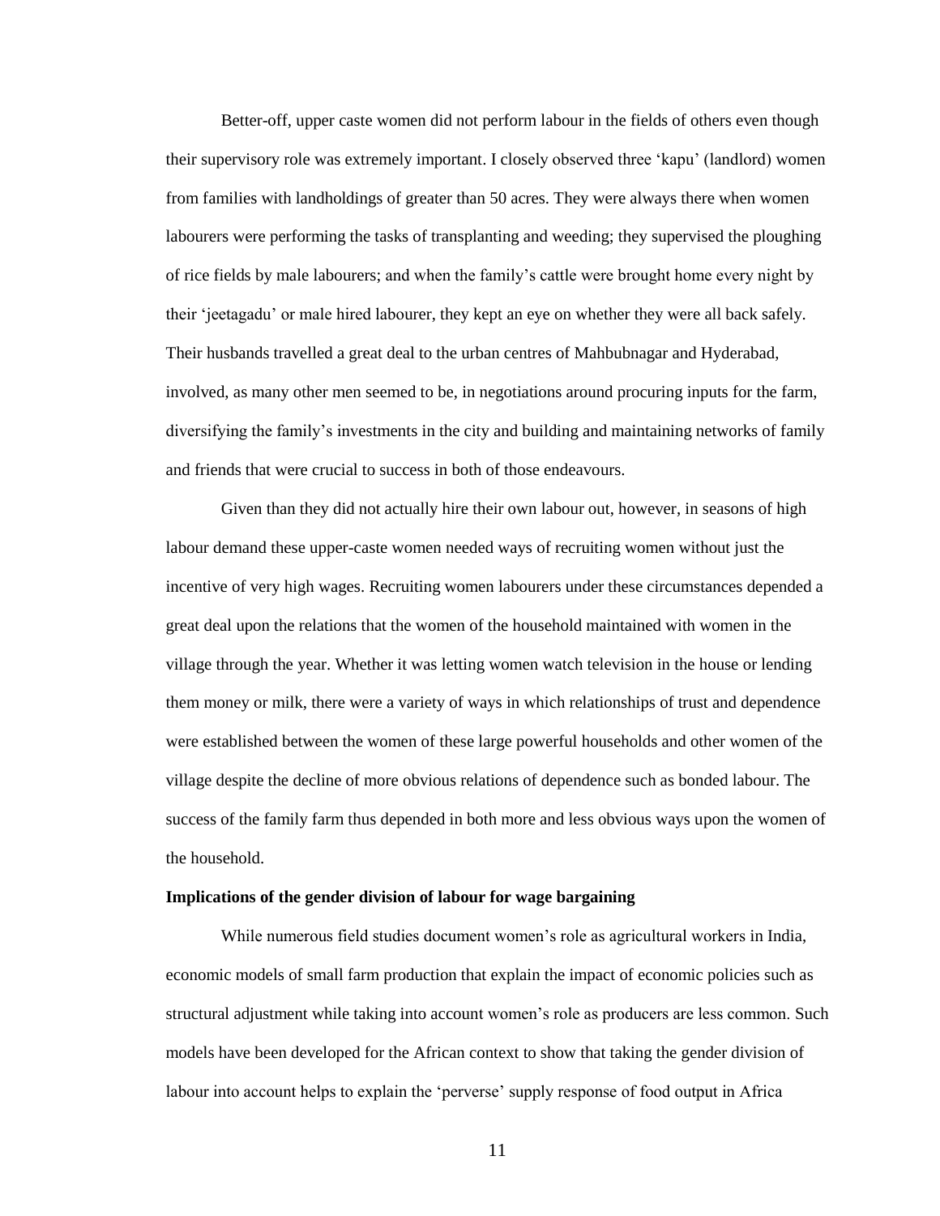Better-off, upper caste women did not perform labour in the fields of others even though their supervisory role was extremely important. I closely observed three 'kapu' (landlord) women from families with landholdings of greater than 50 acres. They were always there when women labourers were performing the tasks of transplanting and weeding; they supervised the ploughing of rice fields by male labourers; and when the family's cattle were brought home every night by their 'jeetagadu' or male hired labourer, they kept an eye on whether they were all back safely. Their husbands travelled a great deal to the urban centres of Mahbubnagar and Hyderabad, involved, as many other men seemed to be, in negotiations around procuring inputs for the farm, diversifying the family's investments in the city and building and maintaining networks of family and friends that were crucial to success in both of those endeavours.

Given than they did not actually hire their own labour out, however, in seasons of high labour demand these upper-caste women needed ways of recruiting women without just the incentive of very high wages. Recruiting women labourers under these circumstances depended a great deal upon the relations that the women of the household maintained with women in the village through the year. Whether it was letting women watch television in the house or lending them money or milk, there were a variety of ways in which relationships of trust and dependence were established between the women of these large powerful households and other women of the village despite the decline of more obvious relations of dependence such as bonded labour. The success of the family farm thus depended in both more and less obvious ways upon the women of the household.

**Implications of the gender division of labour for wage bargaining**

While numerous field studies document women's role as agricultural workers in India, economic models of small farm production that explain the impact of economic policies such as structural adjustment while taking into account women's role as producers are less common. Such models have been developed for the African context to show that taking the gender division of labour into account helps to explain the 'perverse' supply response of food output in Africa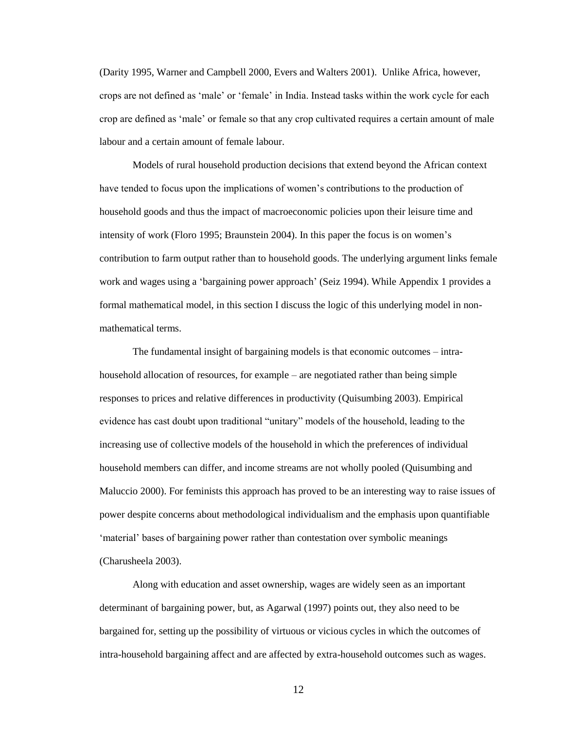(Darity 1995, Warner and Campbell 2000, Evers and Walters 2001). Unlike Africa, however, crops are not defined as 'male' or 'female' in India. Instead tasks within the work cycle for each crop are defined as 'male' or female so that any crop cultivated requires a certain amount of male labour and a certain amount of female labour.

Models of rural household production decisions that extend beyond the African context have tended to focus upon the implications of women's contributions to the production of household goods and thus the impact of macroeconomic policies upon their leisure time and intensity of work (Floro 1995; Braunstein 2004). In this paper the focus is on women's contribution to farm output rather than to household goods. The underlying argument links female work and wages using a 'bargaining power approach' (Seiz 1994). While Appendix 1 provides a formal mathematical model, in this section I discuss the logic of this underlying model in non-mathematical terms.

The fundamental insight of bargaining models is that economic outcomes – intra-household allocation of resources, for example – are negotiated rather than being simple responses to prices and relative differences in productivity (Quisumbing 2003). Empirical evidence has cast doubt upon traditional "unitary" models of the household, leading to the increasing use of collective models of the household in which the preferences of individual household members can differ, and income streams are not wholly pooled (Quisumbing and Maluccio 2000). For feminists this approach has proved to be an interesting way to raise issues of power despite concerns about methodological individualism and the emphasis upon quantifiable 'material' bases of bargaining power rather than contestation over symbolic meanings (Charusheela 2003).

Along with education and asset ownership, wages are widely seen as an important determinant of bargaining power, but, as Agarwal (1997) points out, they also need to be bargained for, setting up the possibility of virtuous or vicious cycles in which the outcomes of intra-household bargaining affect and are affected by extra-household outcomes such as wages.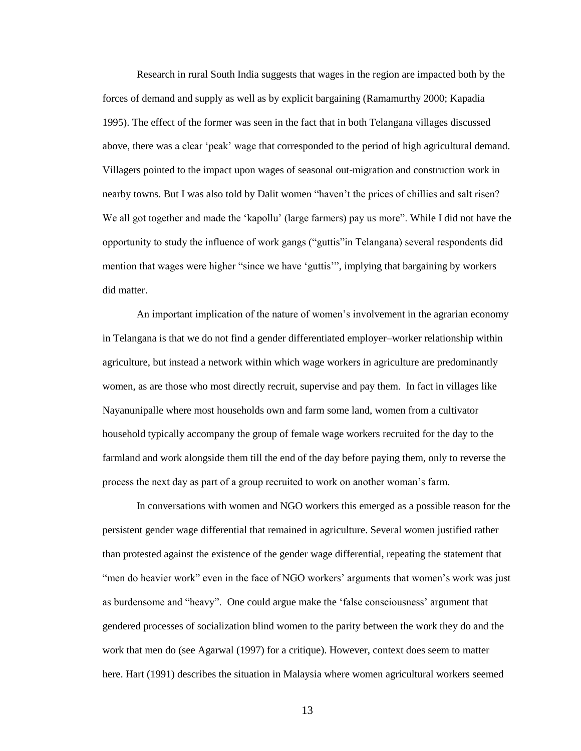Research in rural South India suggests that wages in the region are impacted both by the forces of demand and supply as well as by explicit bargaining (Ramamurthy 2000; Kapadia 1995). The effect of the former was seen in the fact that in both Telangana villages discussed above, there was a clear 'peak' wage that corresponded to the period of high agricultural demand. Villagers pointed to the impact upon wages of seasonal out-migration and construction work in nearby towns. But I was also told by Dalit women "haven't the prices of chillies and salt risen? We all got together and made the 'kapollu' (large farmers) pay us more". While I did not have the opportunity to study the influence of work gangs ("guttis"in Telangana) several respondents did mention that wages were higher "since we have 'guttis'", implying that bargaining by workers did matter.

An important implication of the nature of women's involvement in the agrarian economy in Telangana is that we do not find a gender differentiated employer–worker relationship within agriculture, but instead a network within which wage workers in agriculture are predominantly women, as are those who most directly recruit, supervise and pay them. In fact in villages like Nayanunipalle where most households own and farm some land, women from a cultivator household typically accompany the group of female wage workers recruited for the day to the farmland and work alongside them till the end of the day before paying them, only to reverse the process the next day as part of a group recruited to work on another woman's farm.

In conversations with women and NGO workers this emerged as a possible reason for the persistent gender wage differential that remained in agriculture. Several women justified rather than protested against the existence of the gender wage differential, repeating the statement that "men do heavier work" even in the face of NGO workers' arguments that women's work was just as burdensome and "heavy". One could argue make the 'false consciousness' argument that gendered processes of socialization blind women to the parity between the work they do and the work that men do (see Agarwal (1997) for a critique). However, context does seem to matter here. Hart (1991) describes the situation in Malaysia where women agricultural workers seemed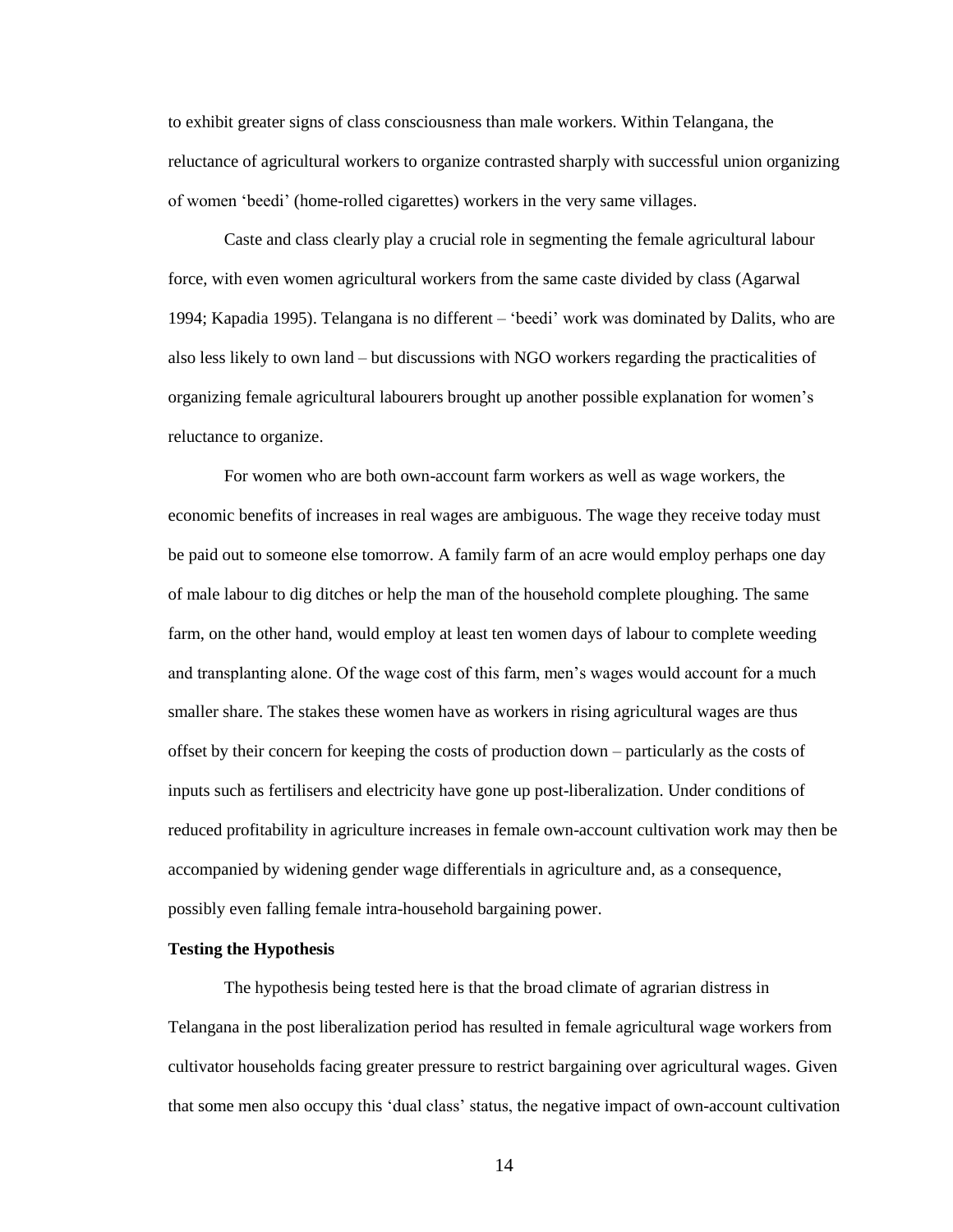to exhibit greater signs of class consciousness than male workers. Within Telangana, the reluctance of agricultural workers to organize contrasted sharply with successful union organizing of women 'beedi' (home-rolled cigarettes) workers in the very same villages.

Caste and class clearly play a crucial role in segmenting the female agricultural labour force, with even women agricultural workers from the same caste divided by class (Agarwal 1994; Kapadia 1995). Telangana is no different – 'beedi' work was dominated by Dalits, who are also less likely to own land – but discussions with NGO workers regarding the practicalities of organizing female agricultural labourers brought up another possible explanation for women's reluctance to organize.

For women who are both own-account farm workers as well as wage workers, the economic benefits of increases in real wages are ambiguous. The wage they receive today must be paid out to someone else tomorrow. A family farm of an acre would employ perhaps one day of male labour to dig ditches or help the man of the household complete ploughing. The same farm, on the other hand, would employ at least ten women days of labour to complete weeding and transplanting alone. Of the wage cost of this farm, men's wages would account for a much smaller share. The stakes these women have as workers in rising agricultural wages are thus offset by their concern for keeping the costs of production down – particularly as the costs of inputs such as fertilisers and electricity have gone up post-liberalization. Under conditions of reduced profitability in agriculture increases in female own-account cultivation work may then be accompanied by widening gender wage differentials in agriculture and, as a consequence, possibly even falling female intra-household bargaining power.

**Testing the Hypothesis**

The hypothesis being tested here is that the broad climate of agrarian distress in Telangana in the post liberalization period has resulted in female agricultural wage workers from cultivator households facing greater pressure to restrict bargaining over agricultural wages. Given that some men also occupy this 'dual class' status, the negative impact of own-account cultivation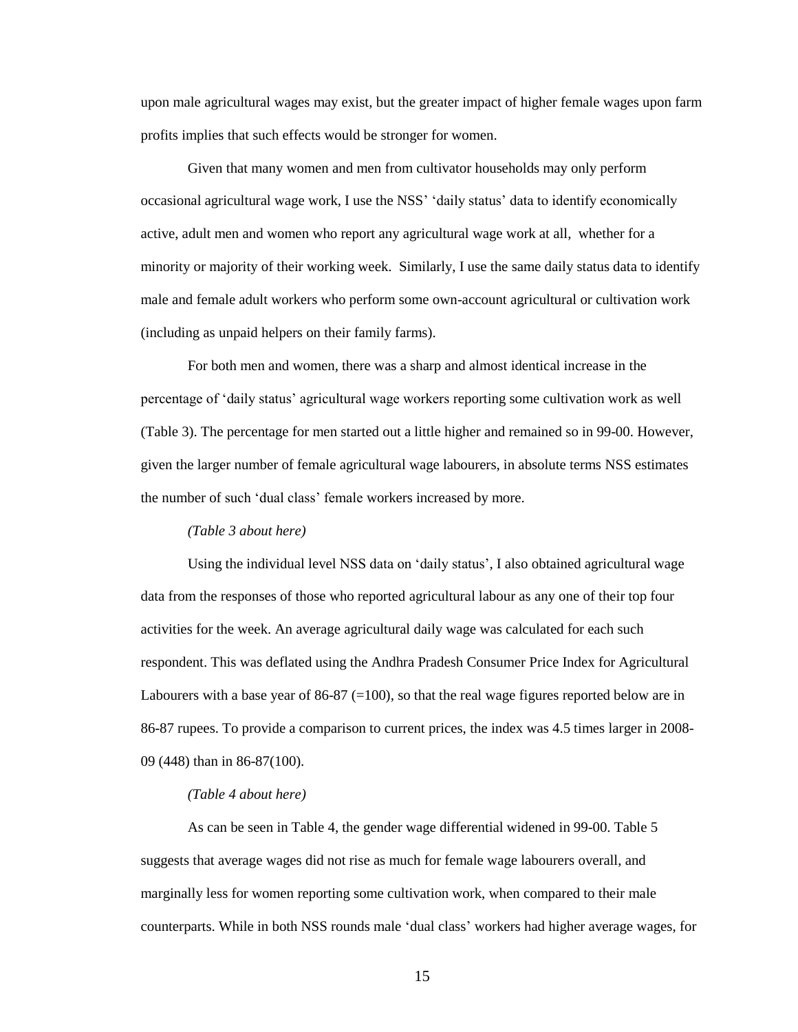upon male agricultural wages may exist, but the greater impact of higher female wages upon farm profits implies that such effects would be stronger for women.

Given that many women and men from cultivator households may only perform occasional agricultural wage work, I use the NSS' 'daily status' data to identify economically active, adult men and women who report any agricultural wage work at all, whether for a minority or majority of their working week. Similarly, I use the same daily status data to identify male and female adult workers who perform some own-account agricultural or cultivation work (including as unpaid helpers on their family farms).

For both men and women, there was a sharp and almost identical increase in the percentage of 'daily status' agricultural wage workers reporting some cultivation work as well (Table 3). The percentage for men started out a little higher and remained so in 99-00. However, given the larger number of female agricultural wage labourers, in absolute terms NSS estimates the number of such 'dual class' female workers increased by more.

*(Table 3 about here)*

Using the individual level NSS data on 'daily status', I also obtained agricultural wage data from the responses of those who reported agricultural labour as any one of their top four activities for the week. An average agricultural daily wage was calculated for each such respondent. This was deflated using the Andhra Pradesh Consumer Price Index for Agricultural Labourers with a base year of 86-87 (=100), so that the real wage figures reported below are in 86-87 rupees. To provide a comparison to current prices, the index was 4.5 times larger in 2008-09 (448) than in 86-87(100).

*(Table 4 about here)*

As can be seen in Table 4, the gender wage differential widened in 99-00. Table 5 suggests that average wages did not rise as much for female wage labourers overall, and marginally less for women reporting some cultivation work, when compared to their male counterparts. While in both NSS rounds male 'dual class' workers had higher average wages, for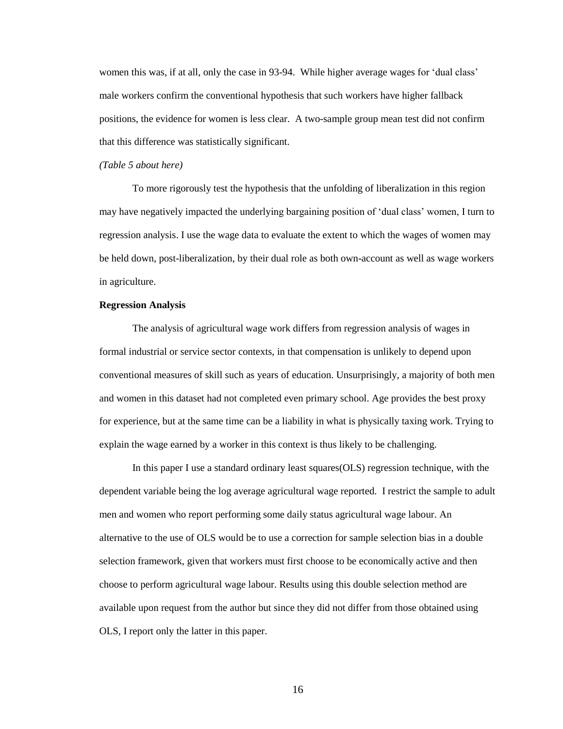women this was, if at all, only the case in 93-94. While higher average wages for 'dual class' male workers confirm the conventional hypothesis that such workers have higher fallback positions, the evidence for women is less clear. A two-sample group mean test did not confirm that this difference was statistically significant.

*(Table 5 about here)*

To more rigorously test the hypothesis that the unfolding of liberalization in this region may have negatively impacted the underlying bargaining position of 'dual class' women, I turn to regression analysis. I use the wage data to evaluate the extent to which the wages of women may be held down, post-liberalization, by their dual role as both own-account as well as wage workers in agriculture.

**Regression Analysis**

The analysis of agricultural wage work differs from regression analysis of wages in formal industrial or service sector contexts, in that compensation is unlikely to depend upon conventional measures of skill such as years of education. Unsurprisingly, a majority of both men and women in this dataset had not completed even primary school. Age provides the best proxy for experience, but at the same time can be a liability in what is physically taxing work. Trying to explain the wage earned by a worker in this context is thus likely to be challenging.

In this paper I use a standard ordinary least squares(OLS) regression technique, with the dependent variable being the log average agricultural wage reported. I restrict the sample to adult men and women who report performing some daily status agricultural wage labour. An alternative to the use of OLS would be to use a correction for sample selection bias in a double selection framework, given that workers must first choose to be economically active and then choose to perform agricultural wage labour. Results using this double selection method are available upon request from the author but since they did not differ from those obtained using OLS, I report only the latter in this paper.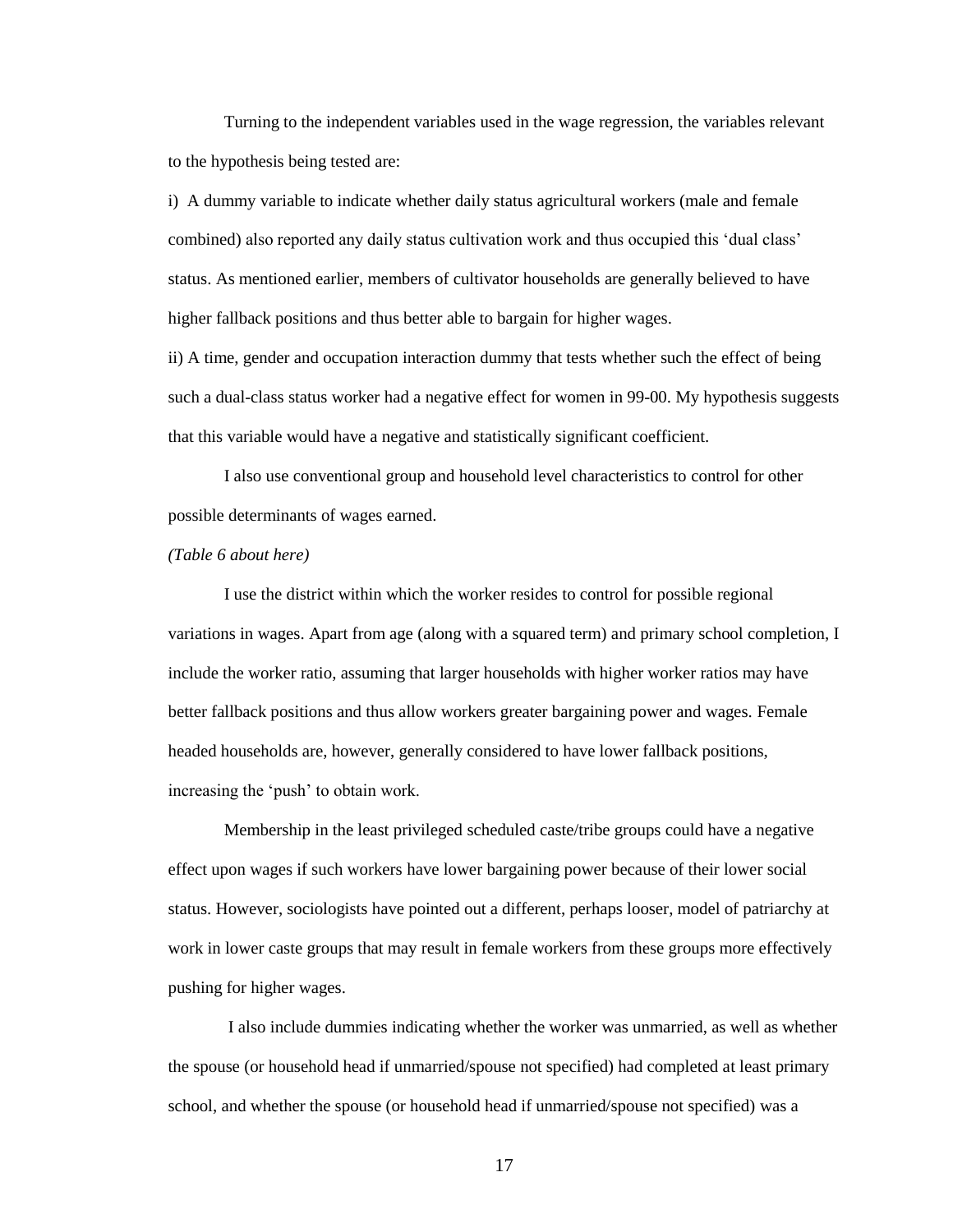Turning to the independent variables used in the wage regression, the variables relevant to the hypothesis being tested are:

i) A dummy variable to indicate whether daily status agricultural workers (male and female combined) also reported any daily status cultivation work and thus occupied this 'dual class' status. As mentioned earlier, members of cultivator households are generally believed to have higher fallback positions and thus better able to bargain for higher wages.

ii) A time, gender and occupation interaction dummy that tests whether such the effect of being such a dual-class status worker had a negative effect for women in 99-00. My hypothesis suggests that this variable would have a negative and statistically significant coefficient.

I also use conventional group and household level characteristics to control for other possible determinants of wages earned.

*(Table 6 about here)*

I use the district within which the worker resides to control for possible regional variations in wages. Apart from age (along with a squared term) and primary school completion, I include the worker ratio, assuming that larger households with higher worker ratios may have better fallback positions and thus allow workers greater bargaining power and wages. Female headed households are, however, generally considered to have lower fallback positions, increasing the 'push' to obtain work.

Membership in the least privileged scheduled caste/tribe groups could have a negative effect upon wages if such workers have lower bargaining power because of their lower social status. However, sociologists have pointed out a different, perhaps looser, model of patriarchy at work in lower caste groups that may result in female workers from these groups more effectively pushing for higher wages.

I also include dummies indicating whether the worker was unmarried, as well as whether the spouse (or household head if unmarried/spouse not specified) had completed at least primary school, and whether the spouse (or household head if unmarried/spouse not specified) was a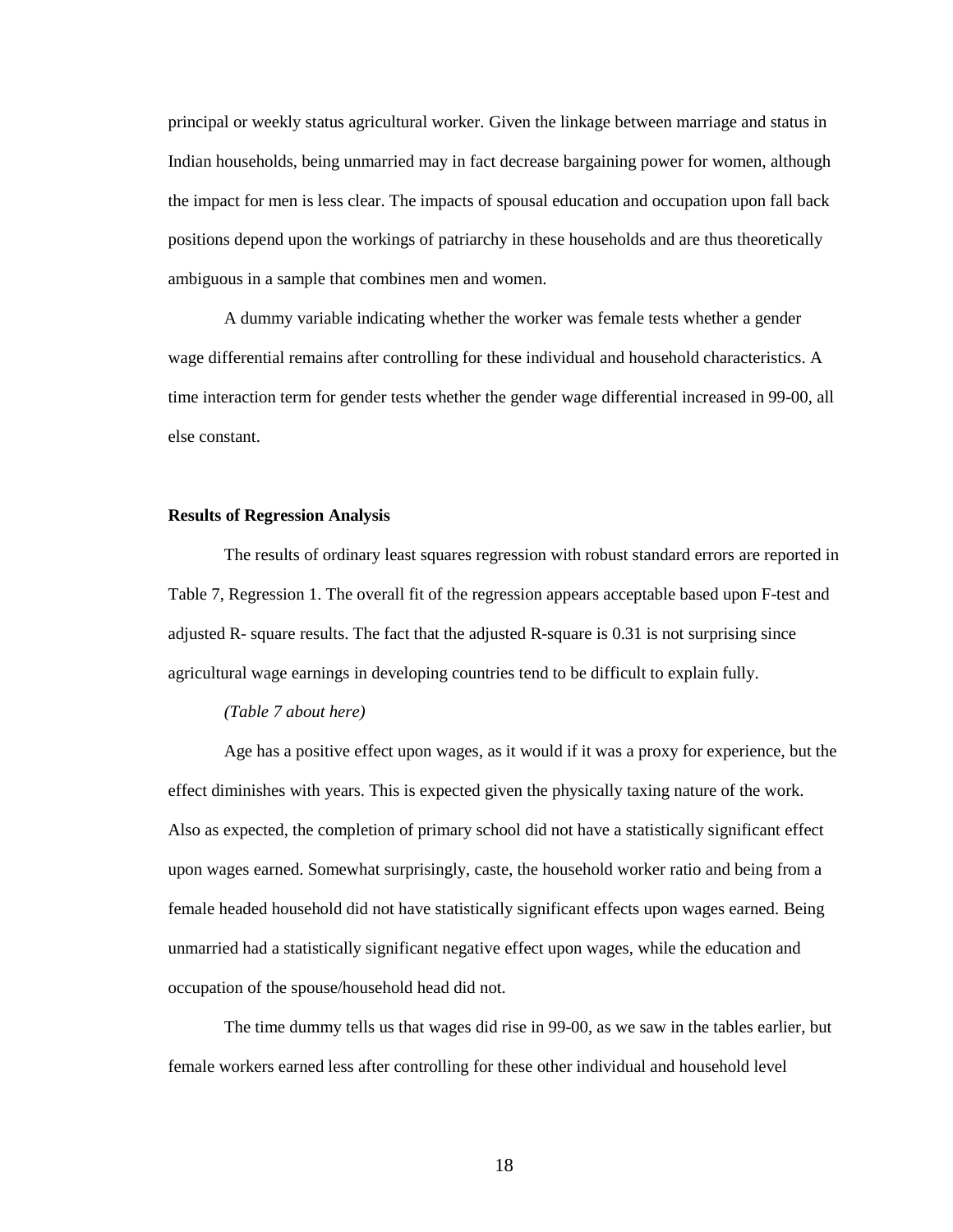principal or weekly status agricultural worker. Given the linkage between marriage and status in Indian households, being unmarried may in fact decrease bargaining power for women, although the impact for men is less clear. The impacts of spousal education and occupation upon fall back positions depend upon the workings of patriarchy in these households and are thus theoretically ambiguous in a sample that combines men and women.

A dummy variable indicating whether the worker was female tests whether a gender wage differential remains after controlling for these individual and household characteristics. A time interaction term for gender tests whether the gender wage differential increased in 99-00, all else constant.

**Results of Regression Analysis**

The results of ordinary least squares regression with robust standard errors are reported in Table 7, Regression 1. The overall fit of the regression appears acceptable based upon F-test and adjusted R- square results. The fact that the adjusted R-square is 0.31 is not surprising since agricultural wage earnings in developing countries tend to be difficult to explain fully.

*(Table 7 about here)*

Age has a positive effect upon wages, as it would if it was a proxy for experience, but the effect diminishes with years. This is expected given the physically taxing nature of the work. Also as expected, the completion of primary school did not have a statistically significant effect upon wages earned. Somewhat surprisingly, caste, the household worker ratio and being from a female headed household did not have statistically significant effects upon wages earned. Being unmarried had a statistically significant negative effect upon wages, while the education and occupation of the spouse/household head did not.

The time dummy tells us that wages did rise in 99-00, as we saw in the tables earlier, but female workers earned less after controlling for these other individual and household level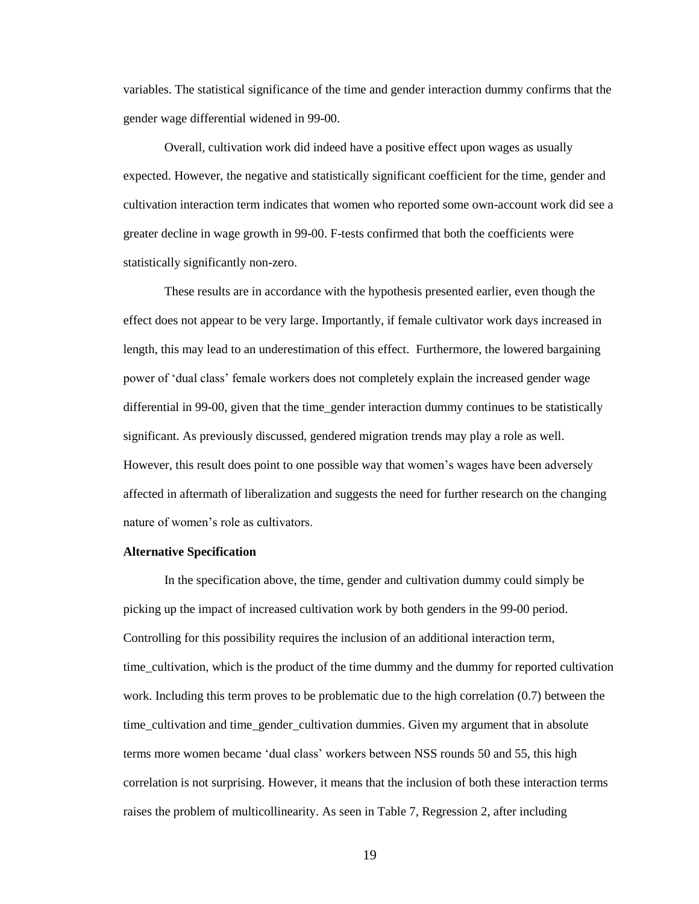variables. The statistical significance of the time and gender interaction dummy confirms that the gender wage differential widened in 99-00.

Overall, cultivation work did indeed have a positive effect upon wages as usually expected. However, the negative and statistically significant coefficient for the time, gender and cultivation interaction term indicates that women who reported some own-account work did see a greater decline in wage growth in 99-00. F-tests confirmed that both the coefficients were statistically significantly non-zero.

These results are in accordance with the hypothesis presented earlier, even though the effect does not appear to be very large. Importantly, if female cultivator work days increased in length, this may lead to an underestimation of this effect. Furthermore, the lowered bargaining power of 'dual class' female workers does not completely explain the increased gender wage differential in 99-00, given that the time_gender interaction dummy continues to be statistically significant. As previously discussed, gendered migration trends may play a role as well. However, this result does point to one possible way that women's wages have been adversely affected in aftermath of liberalization and suggests the need for further research on the changing nature of women's role as cultivators.

**Alternative Specification**

In the specification above, the time, gender and cultivation dummy could simply be picking up the impact of increased cultivation work by both genders in the 99-00 period. Controlling for this possibility requires the inclusion of an additional interaction term, time_cultivation, which is the product of the time dummy and the dummy for reported cultivation work. Including this term proves to be problematic due to the high correlation (0.7) between the time_cultivation and time_gender_cultivation dummies. Given my argument that in absolute terms more women became 'dual class' workers between NSS rounds 50 and 55, this high correlation is not surprising. However, it means that the inclusion of both these interaction terms raises the problem of multicollinearity. As seen in Table 7, Regression 2, after including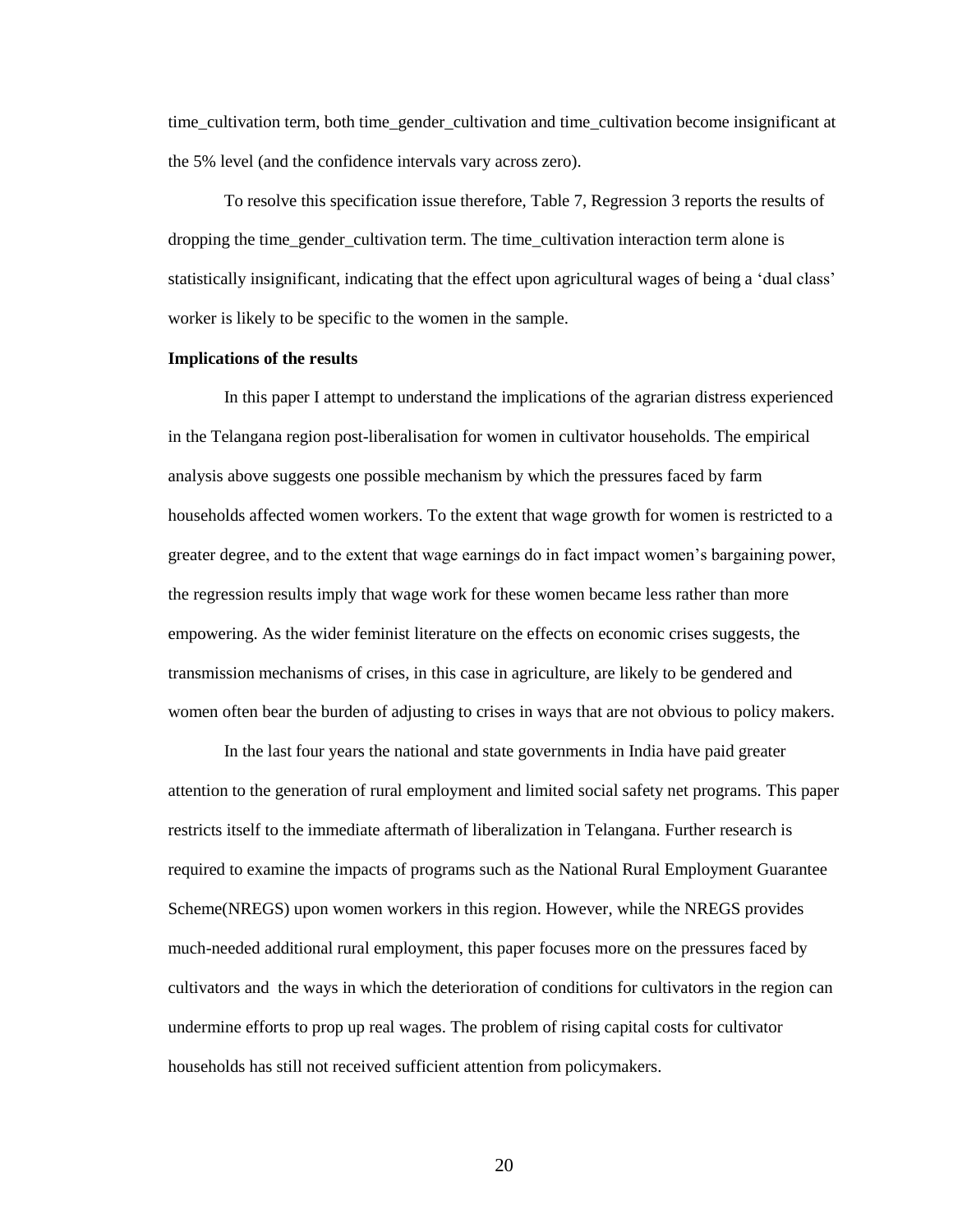time_cultivation term, both time_gender_cultivation and time_cultivation become insignificant at the 5% level (and the confidence intervals vary across zero).

To resolve this specification issue therefore, Table 7, Regression 3 reports the results of dropping the time_gender_cultivation term. The time_cultivation interaction term alone is statistically insignificant, indicating that the effect upon agricultural wages of being a 'dual class' worker is likely to be specific to the women in the sample.

**Implications of the results**

In this paper I attempt to understand the implications of the agrarian distress experienced in the Telangana region post-liberalisation for women in cultivator households. The empirical analysis above suggests one possible mechanism by which the pressures faced by farm households affected women workers. To the extent that wage growth for women is restricted to a greater degree, and to the extent that wage earnings do in fact impact women's bargaining power, the regression results imply that wage work for these women became less rather than more empowering. As the wider feminist literature on the effects on economic crises suggests, the transmission mechanisms of crises, in this case in agriculture, are likely to be gendered and women often bear the burden of adjusting to crises in ways that are not obvious to policy makers.

In the last four years the national and state governments in India have paid greater attention to the generation of rural employment and limited social safety net programs. This paper restricts itself to the immediate aftermath of liberalization in Telangana. Further research is required to examine the impacts of programs such as the National Rural Employment Guarantee Scheme(NREGS) upon women workers in this region. However, while the NREGS provides much-needed additional rural employment, this paper focuses more on the pressures faced by cultivators and the ways in which the deterioration of conditions for cultivators in the region can undermine efforts to prop up real wages. The problem of rising capital costs for cultivator households has still not received sufficient attention from policymakers.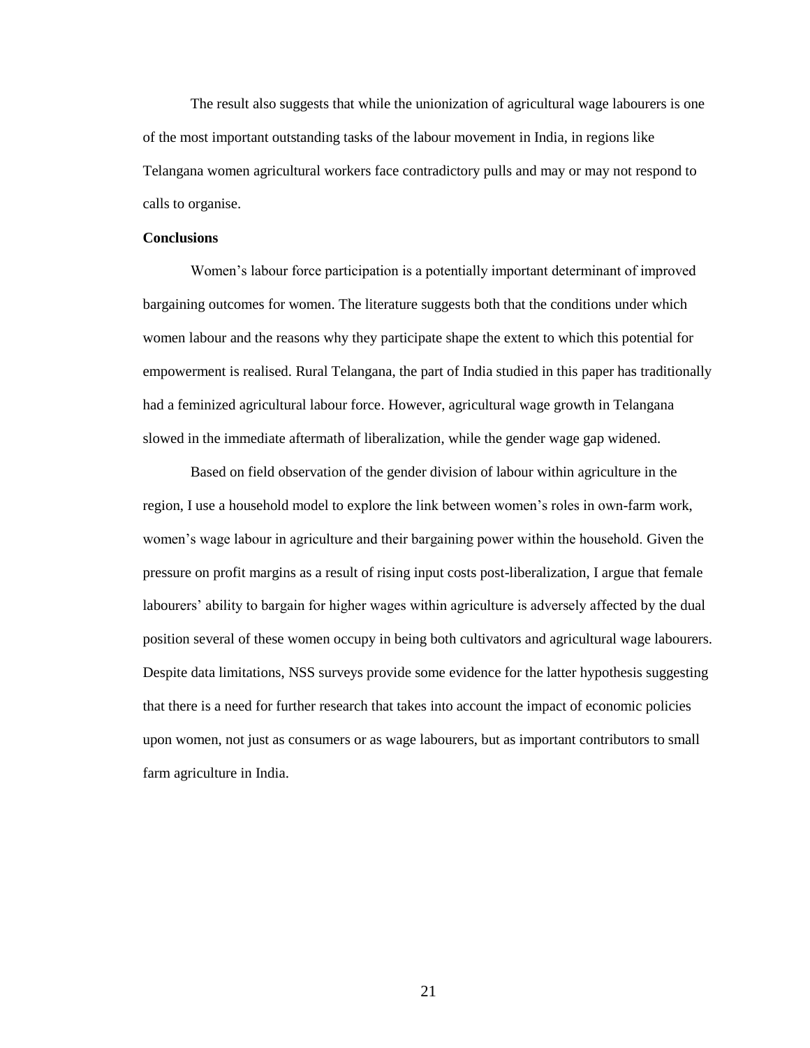The result also suggests that while the unionization of agricultural wage labourers is one of the most important outstanding tasks of the labour movement in India, in regions like Telangana women agricultural workers face contradictory pulls and may or may not respond to calls to organise.

**Conclusions**

Women's labour force participation is a potentially important determinant of improved bargaining outcomes for women. The literature suggests both that the conditions under which women labour and the reasons why they participate shape the extent to which this potential for empowerment is realised. Rural Telangana, the part of India studied in this paper has traditionally had a feminized agricultural labour force. However, agricultural wage growth in Telangana slowed in the immediate aftermath of liberalization, while the gender wage gap widened.

Based on field observation of the gender division of labour within agriculture in the region, I use a household model to explore the link between women's roles in own-farm work, women's wage labour in agriculture and their bargaining power within the household. Given the pressure on profit margins as a result of rising input costs post-liberalization, I argue that female labourers' ability to bargain for higher wages within agriculture is adversely affected by the dual position several of these women occupy in being both cultivators and agricultural wage labourers. Despite data limitations, NSS surveys provide some evidence for the latter hypothesis suggesting that there is a need for further research that takes into account the impact of economic policies upon women, not just as consumers or as wage labourers, but as important contributors to small farm agriculture in India.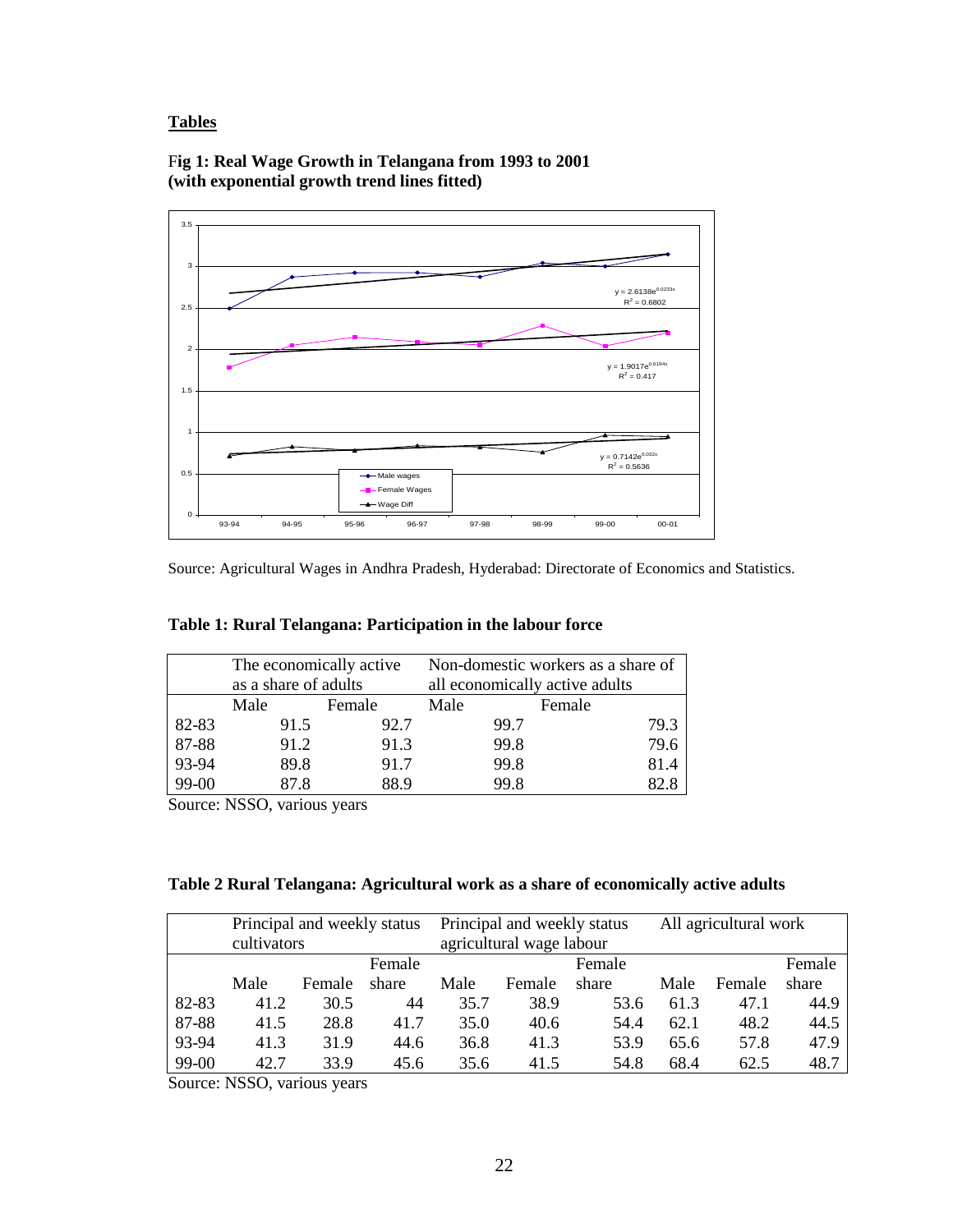**Tables**

**Fig 1: Real Wage Growth in Telangana from 1993 to 2001 (with exponential growth trend lines fitted)**

Source: Agricultural Wages in Andhra Pradesh, Hyderabad: Directorate of Economics and Statistics.

**Table 1: Rural Telangana: Participation in the labour force**

| | The economically active as a share of adults | | Non-domestic workers as a share of all economically active adults | |
|---|---|---|---|---|
| | Male | Female | Male | Female |
| 82-83 | 91.5 | 92.7 | 99.7 | 79.3 |
| 87-88 | 91.2 | 91.3 | 99.8 | 79.6 |
| 93-94 | 89.8 | 91.7 | 99.8 | 81.4 |
| 99-00 | 87.8 | 88.9 | 99.8 | 82.8 |

Source: NSSO, various years

**Table 2 Rural Telangana: Agricultural work as a share of economically active adults**

| | Principal and weekly status cultivators | | | Principal and weekly status agricultural wage labour | | | All agricultural work | | |
|---|---|---|---|---|---|---|---|---|---|
| | Male | Female | Female share | Male | Female | Female share | Male | Female | Female share |
| 82-83 | 41.2 | 30.5 | 44 | 35.7 | 38.9 | 53.6 | 61.3 | 47.1 | 44.9 |
| 87-88 | 41.5 | 28.8 | 41.7 | 35.0 | 40.6 | 54.4 | 62.1 | 48.2 | 44.5 |
| 93-94 | 41.3 | 31.9 | 44.6 | 36.8 | 41.3 | 53.9 | 65.6 | 57.8 | 47.9 |
| 99-00 | 42.7 | 33.9 | 45.6 | 35.6 | 41.5 | 54.8 | 68.4 | 62.5 | 48.7 |

Source: NSSO, various years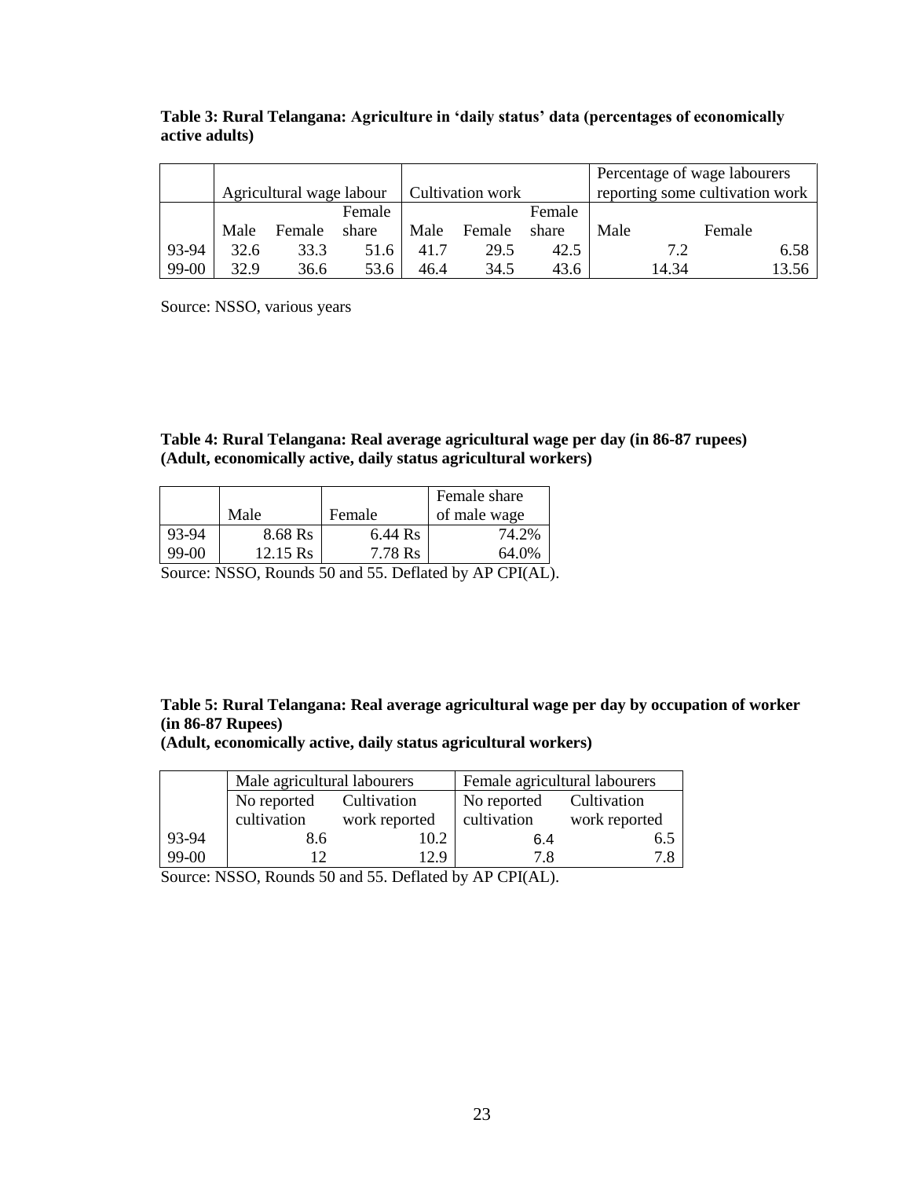**Table 3: Rural Telangana: Agriculture in 'daily status' data (percentages of economically active adults)**

| | Agricultural wage labour | | | Cultivation work | | | Percentage of wage labourers reporting some cultivation work | |
|---|---|---|---|---|---|---|---|---|
| | Male | Female | Female share | Male | Female | Female share | Male | Female |
| 93-94 | 32.6 | 33.3 | 51.6 | 41.7 | 29.5 | 42.5 | 7.2 | 6.58 |
| 99-00 | 32.9 | 36.6 | 53.6 | 46.4 | 34.5 | 43.6 | 14.34 | 13.56 |

Source: NSSO, various years

**Table 4: Rural Telangana: Real average agricultural wage per day (in 86-87 rupees) (Adult, economically active, daily status agricultural workers)**

| | Male | Female | Female share of male wage |
|---|---|---|---|
| 93-94 | 8.68 Rs | 6.44 Rs | 74.2% |
| 99-00 | 12.15 Rs | 7.78 Rs | 64.0% |

Source: NSSO, Rounds 50 and 55. Deflated by AP CPI(AL).

**Table 5: Rural Telangana: Real average agricultural wage per day by occupation of worker (in 86-87 Rupees)**
**(Adult, economically active, daily status agricultural workers)**

| | Male agricultural labourers | | Female agricultural labourers | |
|---|---|---|---|---|
| | No reported cultivation | Cultivation work reported | No reported cultivation | Cultivation work reported |
| 93-94 | 8.6 | 10.2 | 6.4 | 6.5 |
| 99-00 | 12 | 12.9 | 7.8 | 7.8 |

Source: NSSO, Rounds 50 and 55. Deflated by AP CPI(AL).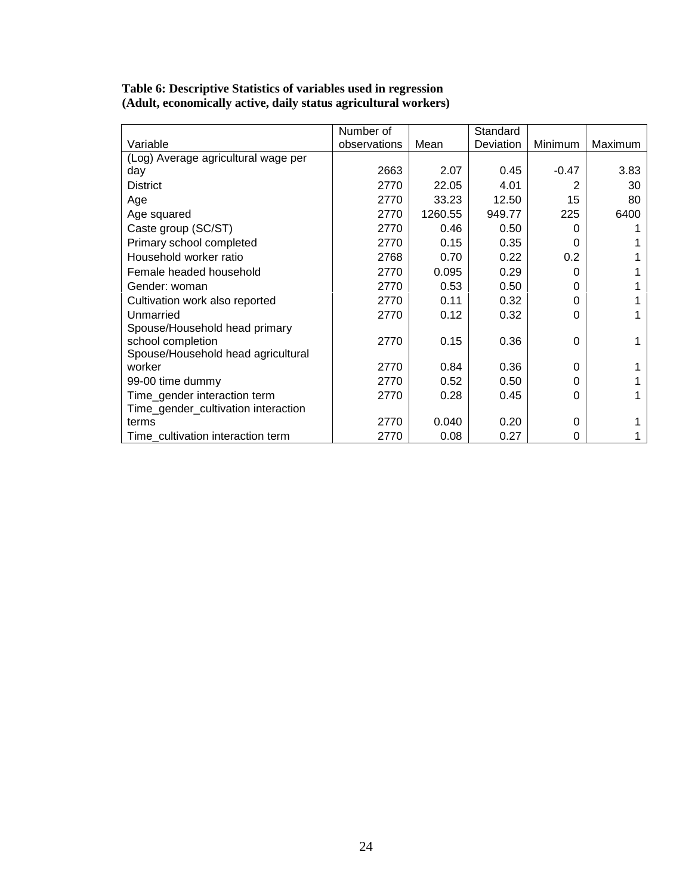**Table 6: Descriptive Statistics of variables used in regression (Adult, economically active, daily status agricultural workers)**

| Variable | Number of observations | Mean | Standard Deviation | Minimum | Maximum |
|---|---|---|---|---|---|
| (Log) Average agricultural wage per day | 2663 | 2.07 | 0.45 | -0.47 | 3.83 |
| District | 2770 | 22.05 | 4.01 | 2 | 30 |
| Age | 2770 | 33.23 | 12.50 | 15 | 80 |
| Age squared | 2770 | 1260.55 | 949.77 | 225 | 6400 |
| Caste group (SC/ST) | 2770 | 0.46 | 0.50 | 0 | 1 |
| Primary school completed | 2770 | 0.15 | 0.35 | 0 | 1 |
| Household worker ratio | 2768 | 0.70 | 0.22 | 0.2 | 1 |
| Female headed household | 2770 | 0.095 | 0.29 | 0 | 1 |
| Gender: woman | 2770 | 0.53 | 0.50 | 0 | 1 |
| Cultivation work also reported | 2770 | 0.11 | 0.32 | 0 | 1 |
| Unmarried | 2770 | 0.12 | 0.32 | 0 | 1 |
| Spouse/Household head primary school completion | 2770 | 0.15 | 0.36 | 0 | 1 |
| Spouse/Household head agricultural worker | 2770 | 0.84 | 0.36 | 0 | 1 |
| 99-00 time dummy | 2770 | 0.52 | 0.50 | 0 | 1 |
| Time_gender interaction term | 2770 | 0.28 | 0.45 | 0 | 1 |
| Time_gender_cultivation interaction terms | 2770 | 0.040 | 0.20 | 0 | 1 |
| Time_cultivation interaction term | 2770 | 0.08 | 0.27 | 0 | 1 |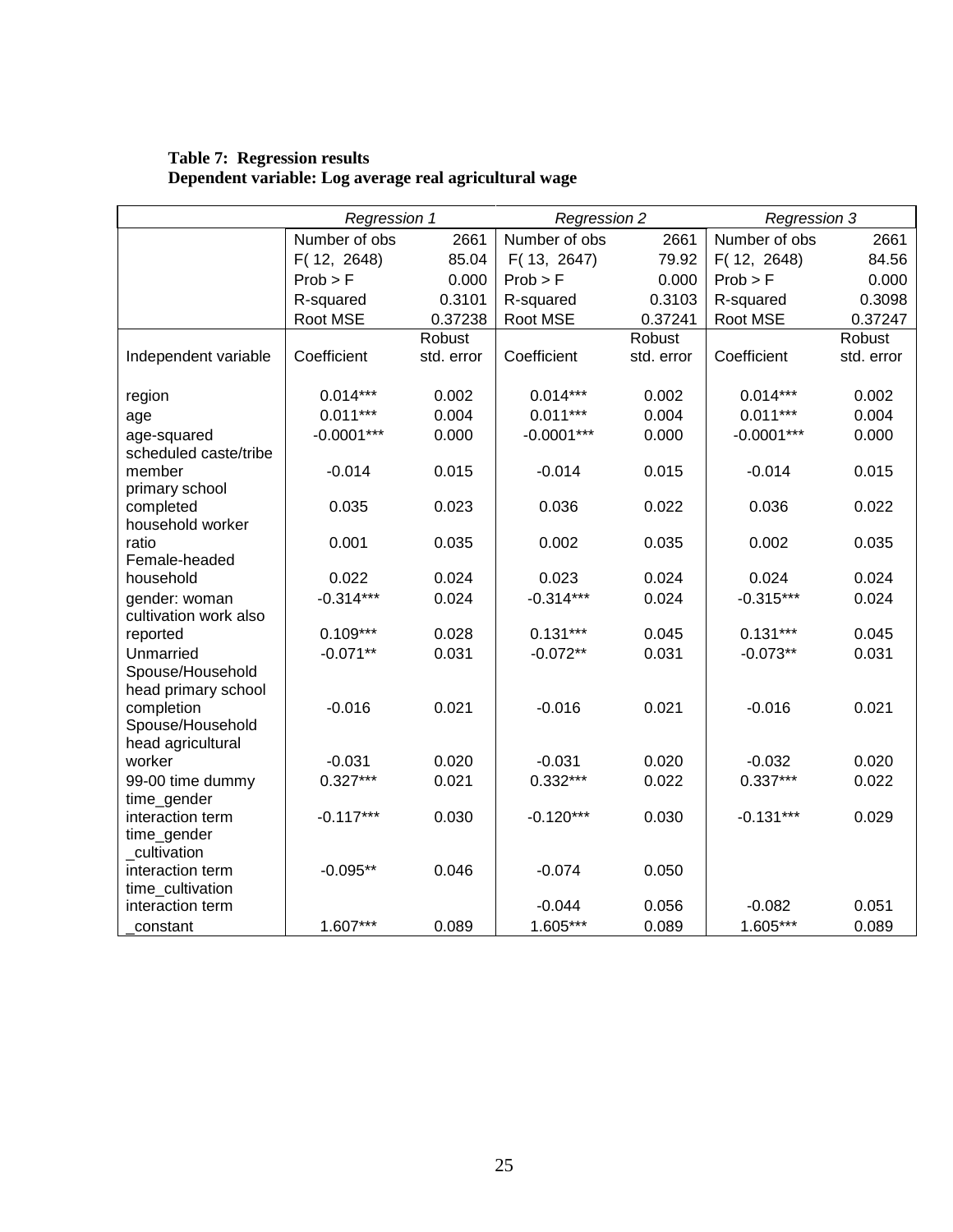**Table 7: Regression results**
**Dependent variable: Log average real agricultural wage**

| | *Regression 1* | | *Regression 2* | | *Regression 3* | |
|---|---|---|---|---|---|---|
| | Number of obs | 2661 | Number of obs | 2661 | Number of obs | 2661 |
| | F( 12, 2648) | 85.04 | F( 13, 2647) | 79.92 | F( 12, 2648) | 84.56 |
| | Prob > F | 0.000 | Prob > F | 0.000 | Prob > F | 0.000 |
| | R-squared | 0.3101 | R-squared | 0.3103 | R-squared | 0.3098 |
| | Root MSE | 0.37238 | Root MSE | 0.37241 | Root MSE | 0.37247 |
| Independent variable | Coefficient | Robust std. error | Coefficient | Robust std. error | Coefficient | Robust std. error |
| region | 0.014*** | 0.002 | 0.014*** | 0.002 | 0.014*** | 0.002 |
| age | 0.011*** | 0.004 | 0.011*** | 0.004 | 0.011*** | 0.004 |
| age-squared | -0.0001*** | 0.000 | -0.0001*** | 0.000 | -0.0001*** | 0.000 |
| scheduled caste/tribe member | -0.014 | 0.015 | -0.014 | 0.015 | -0.014 | 0.015 |
| primary school completed | 0.035 | 0.023 | 0.036 | 0.022 | 0.036 | 0.022 |
| household worker ratio | 0.001 | 0.035 | 0.002 | 0.035 | 0.002 | 0.035 |
| Female-headed household | 0.022 | 0.024 | 0.023 | 0.024 | 0.024 | 0.024 |
| gender: woman | -0.314*** | 0.024 | -0.314*** | 0.024 | -0.315*** | 0.024 |
| cultivation work also reported | 0.109*** | 0.028 | 0.131*** | 0.045 | 0.131*** | 0.045 |
| Unmarried | -0.071** | 0.031 | -0.072** | 0.031 | -0.073** | 0.031 |
| Spouse/Household head primary school completion | -0.016 | 0.021 | -0.016 | 0.021 | -0.016 | 0.021 |
| Spouse/Household head agricultural worker | -0.031 | 0.020 | -0.031 | 0.020 | -0.032 | 0.020 |
| 99-00 time dummy | 0.327*** | 0.021 | 0.332*** | 0.022 | 0.337*** | 0.022 |
| time_gender interaction term | -0.117*** | 0.030 | -0.120*** | 0.030 | -0.131*** | 0.029 |
| time_gender _cultivation interaction term | -0.095** | 0.046 | -0.074 | 0.050 | | |
| time_cultivation interaction term | | | -0.044 | 0.056 | -0.082 | 0.051 |
| _constant | 1.607*** | 0.089 | 1.605*** | 0.089 | 1.605*** | 0.089 |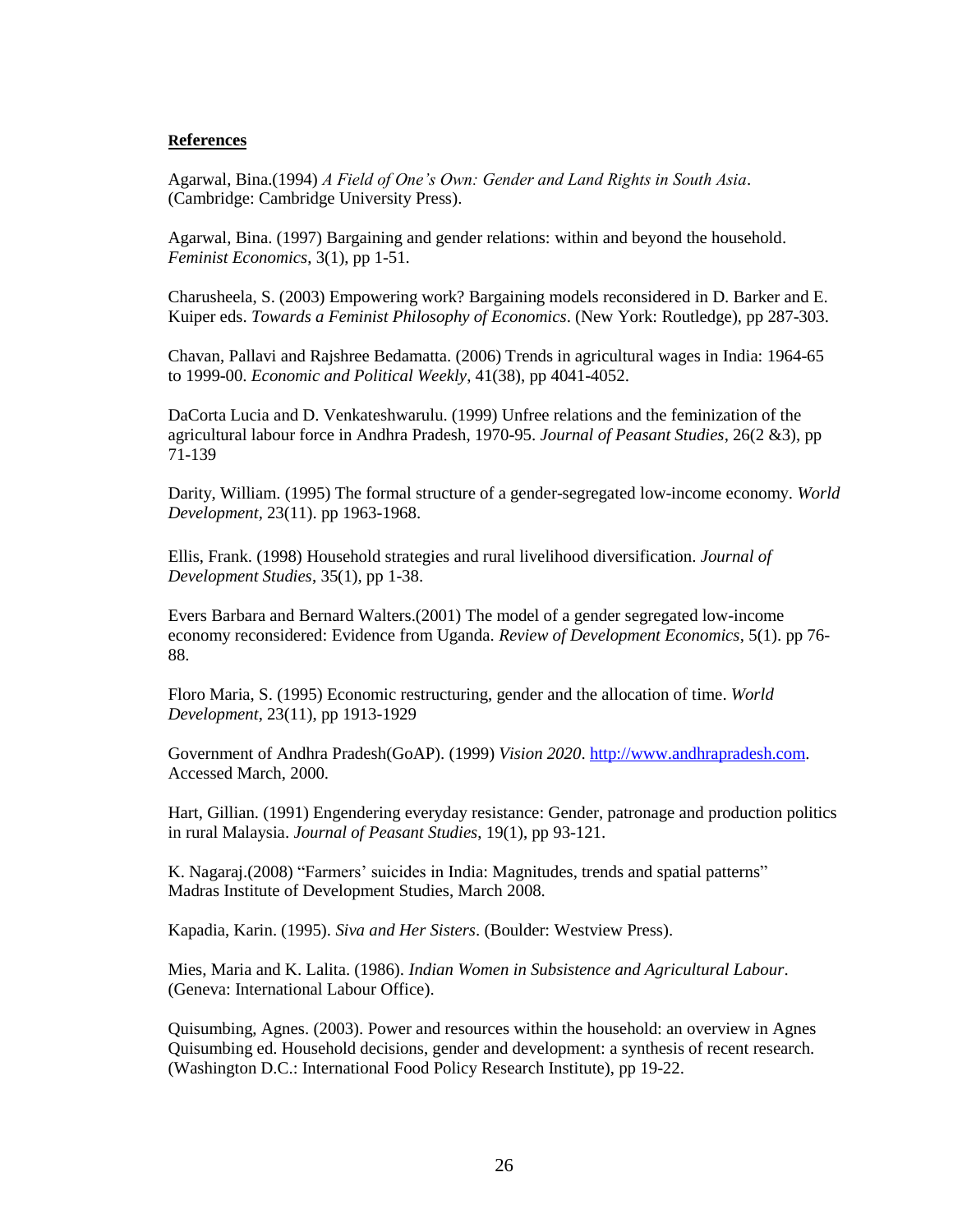**References**

Agarwal, Bina.(1994) *A Field of One's Own: Gender and Land Rights in South Asia*. (Cambridge: Cambridge University Press).

Agarwal, Bina. (1997) Bargaining and gender relations: within and beyond the household. *Feminist Economics*, 3(1), pp 1-51.

Charusheela, S. (2003) Empowering work? Bargaining models reconsidered in D. Barker and E. Kuiper eds. *Towards a Feminist Philosophy of Economics*. (New York: Routledge), pp 287-303.

Chavan, Pallavi and Rajshree Bedamatta. (2006) Trends in agricultural wages in India: 1964-65 to 1999-00. *Economic and Political Weekly*, 41(38), pp 4041-4052.

DaCorta Lucia and D. Venkateshwarulu. (1999) Unfree relations and the feminization of the agricultural labour force in Andhra Pradesh, 1970-95. *Journal of Peasant Studies*, 26(2 &3), pp 71-139

Darity, William. (1995) The formal structure of a gender-segregated low-income economy. *World Development*, 23(11). pp 1963-1968.

Ellis, Frank. (1998) Household strategies and rural livelihood diversification. *Journal of Development Studies*, 35(1), pp 1-38.

Evers Barbara and Bernard Walters.(2001) The model of a gender segregated low-income economy reconsidered: Evidence from Uganda. *Review of Development Economics*, 5(1). pp 76-88.

Floro Maria, S. (1995) Economic restructuring, gender and the allocation of time. *World Development*, 23(11), pp 1913-1929

Government of Andhra Pradesh(GoAP). (1999) *Vision 2020*. http://www.andhrapradesh.com. Accessed March, 2000.

Hart, Gillian. (1991) Engendering everyday resistance: Gender, patronage and production politics in rural Malaysia. *Journal of Peasant Studies*, 19(1), pp 93-121.

K. Nagaraj.(2008) "Farmers' suicides in India: Magnitudes, trends and spatial patterns" Madras Institute of Development Studies, March 2008.

Kapadia, Karin. (1995). *Siva and Her Sisters*. (Boulder: Westview Press).

Mies, Maria and K. Lalita. (1986). *Indian Women in Subsistence and Agricultural Labour*. (Geneva: International Labour Office).

Quisumbing, Agnes. (2003). Power and resources within the household: an overview in Agnes Quisumbing ed. Household decisions, gender and development: a synthesis of recent research. (Washington D.C.: International Food Policy Research Institute), pp 19-22.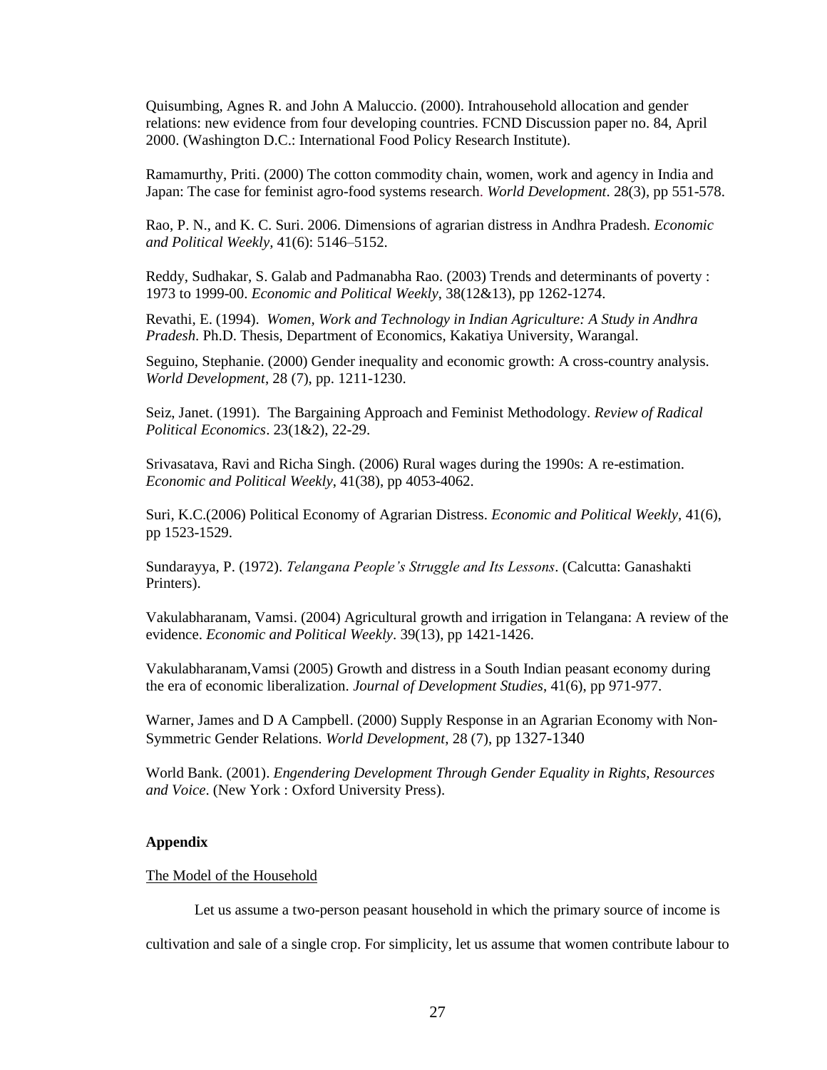Quisumbing, Agnes R. and John A Maluccio. (2000). Intrahousehold allocation and gender relations: new evidence from four developing countries. FCND Discussion paper no. 84, April 2000. (Washington D.C.: International Food Policy Research Institute).

Ramamurthy, Priti. (2000) The cotton commodity chain, women, work and agency in India and Japan: The case for feminist agro-food systems research. *World Development*. 28(3), pp 551-578.

Rao, P. N., and K. C. Suri. 2006. Dimensions of agrarian distress in Andhra Pradesh. *Economic and Political Weekly*, 41(6): 5146–5152.

Reddy, Sudhakar, S. Galab and Padmanabha Rao. (2003) Trends and determinants of poverty : 1973 to 1999-00. *Economic and Political Weekly*, 38(12&13), pp 1262-1274.

Revathi, E. (1994). *Women, Work and Technology in Indian Agriculture: A Study in Andhra Pradesh*. Ph.D. Thesis, Department of Economics, Kakatiya University, Warangal.

Seguino, Stephanie. (2000) Gender inequality and economic growth: A cross-country analysis. *World Development*, 28 (7), pp. 1211-1230.

Seiz, Janet. (1991). The Bargaining Approach and Feminist Methodology. *Review of Radical Political Economics*. 23(1&2), 22-29.

Srivasatava, Ravi and Richa Singh. (2006) Rural wages during the 1990s: A re-estimation. *Economic and Political Weekly*, 41(38), pp 4053-4062.

Suri, K.C.(2006) Political Economy of Agrarian Distress. *Economic and Political Weekly*, 41(6), pp 1523-1529.

Sundarayya, P. (1972). *Telangana People's Struggle and Its Lessons*. (Calcutta: Ganashakti Printers).

Vakulabharanam, Vamsi. (2004) Agricultural growth and irrigation in Telangana: A review of the evidence. *Economic and Political Weekly*. 39(13), pp 1421-1426.

Vakulabharanam,Vamsi (2005) Growth and distress in a South Indian peasant economy during the era of economic liberalization. *Journal of Development Studies*, 41(6), pp 971-977.

Warner, James and D A Campbell. (2000) Supply Response in an Agrarian Economy with Non-Symmetric Gender Relations. *World Development*, 28 (7), pp 1327-1340

World Bank. (2001). *Engendering Development Through Gender Equality in Rights, Resources and Voice*. (New York : Oxford University Press).

## Appendix

The Model of the Household

Let us assume a two-person peasant household in which the primary source of income is cultivation and sale of a single crop. For simplicity, let us assume that women contribute labour to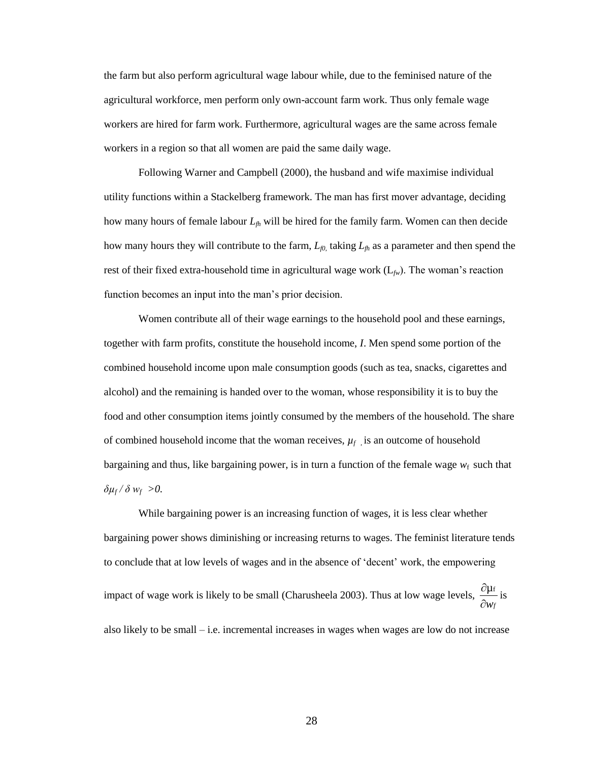the farm but also perform agricultural wage labour while, due to the feminised nature of the agricultural workforce, men perform only own-account farm work. Thus only female wage workers are hired for farm work. Furthermore, agricultural wages are the same across female workers in a region so that all women are paid the same daily wage.

Following Warner and Campbell (2000), the husband and wife maximise individual utility functions within a Stackelberg framework. The man has first mover advantage, deciding how many hours of female labour $L_{fh}$ will be hired for the family farm. Women can then decide how many hours they will contribute to the farm, $L_{f0}$, taking $L_{fh}$ as a parameter and then spend the rest of their fixed extra-household time in agricultural wage work ($L_{fw}$). The woman's reaction function becomes an input into the man's prior decision.

Women contribute all of their wage earnings to the household pool and these earnings, together with farm profits, constitute the household income, *I*. Men spend some portion of the combined household income upon male consumption goods (such as tea, snacks, cigarettes and alcohol) and the remaining is handed over to the woman, whose responsibility it is to buy the food and other consumption items jointly consumed by the members of the household. The share of combined household income that the woman receives, $\mu_f$, is an outcome of household bargaining and thus, like bargaining power, is in turn a function of the female wage $w_f$ such that $\delta\mu_f / \delta w_f > 0$.

While bargaining power is an increasing function of wages, it is less clear whether bargaining power shows diminishing or increasing returns to wages. The feminist literature tends to conclude that at low levels of wages and in the absence of 'decent' work, the empowering impact of wage work is likely to be small (Charusheela 2003). Thus at low wage levels, $\frac{\partial \mu_f}{\partial w_f}$ is also likely to be small – i.e. incremental increases in wages when wages are low do not increase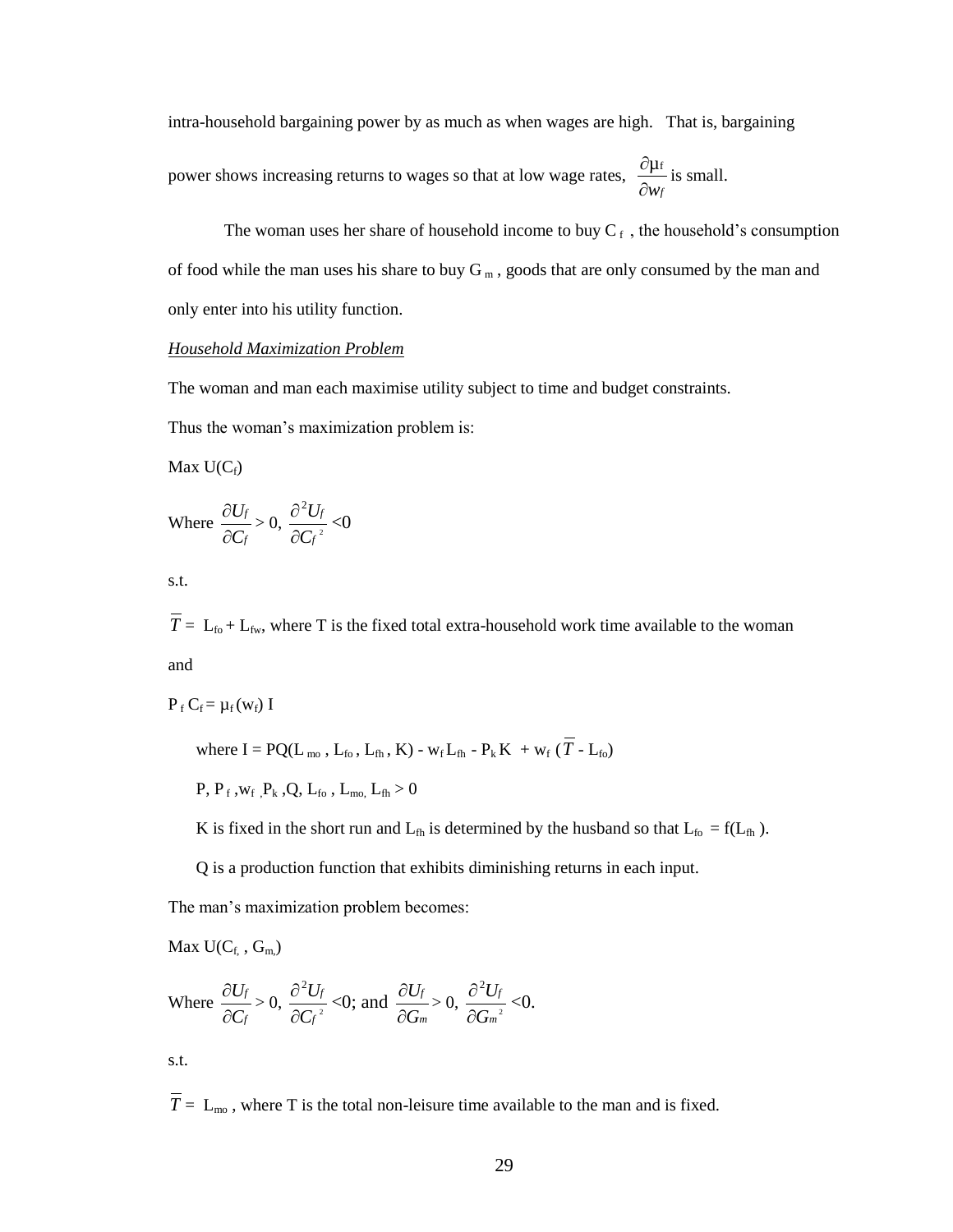intra-household bargaining power by as much as when wages are high. That is, bargaining power shows increasing returns to wages so that at low wage rates, $\frac{\partial \mu_f}{\partial w_f}$ is small.

The woman uses her share of household income to buy $C_f$, the household's consumption of food while the man uses his share to buy $G_m$, goods that are only consumed by the man and only enter into his utility function.

*Household Maximization Problem*

The woman and man each maximise utility subject to time and budget constraints.

Thus the woman's maximization problem is:

Max $U(C_f)$

Where $\frac{\partial U_f}{\partial C_f} > 0$, $\frac{\partial^2 U_f}{\partial C_f^2} < 0$

s.t.

$\overline{T} = L_{fo} + L_{fw}$, where T is the fixed total extra-household work time available to the woman and

$P_f C_f = \mu_f (w_f) I$

where $I = PQ(L_{mo}, L_{fo}, L_{fh}, K) - w_f L_{fh} - P_k K + w_f (\overline{T} - L_{fo})$

$P, P_f, w_f, P_k, Q, L_{fo}, L_{mo}, L_{fh} > 0$

K is fixed in the short run and $L_{fh}$ is determined by the husband so that $L_{fo} = f(L_{fh})$.

Q is a production function that exhibits diminishing returns in each input.

The man's maximization problem becomes:

Max $U(C_f, G_m)$

Where $\frac{\partial U_f}{\partial C_f} > 0$, $\frac{\partial^2 U_f}{\partial C_f^2} < 0$; and $\frac{\partial U_f}{\partial G_m} > 0$, $\frac{\partial^2 U_f}{\partial G_m^2} < 0$.

s.t.

$\overline{T} = L_{mo}$, where T is the total non-leisure time available to the man and is fixed.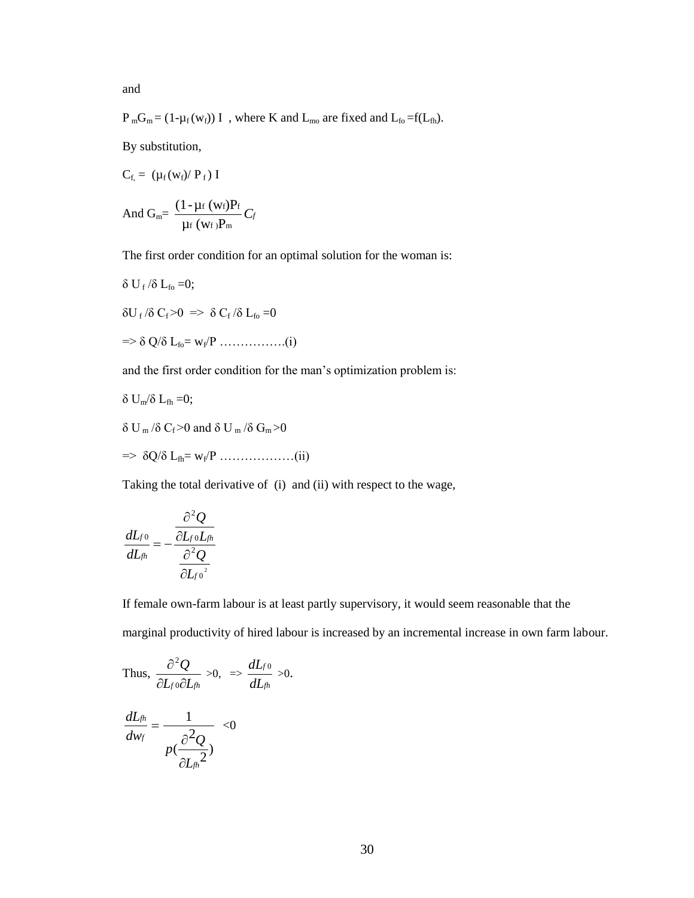and

$P_mG_m = (1-\mu_f(w_f))\, I$ , where K and $L_{mo}$ are fixed and $L_{fo} = f(L_{fh})$.

By substitution,

$C_{f,} = (\mu_f(w_f)/ P_f)\, I$

And $G_m = \dfrac{(1-\mu_f\,(w_f)P_f}{\mu_f\,(w_f)P_m} C_f$

The first order condition for an optimal solution for the woman is:

$\delta U_f / \delta L_{fo} = 0;$

$\delta U_f / \delta C_f > 0 \;\Rightarrow\; \delta C_f / \delta L_{fo} = 0$

$\Rightarrow \delta Q / \delta L_{fo} = w_f / P$ …………….(i)

and the first order condition for the man's optimization problem is:

$\delta U_m / \delta L_{fh} = 0;$

$\delta U_m / \delta C_f > 0$ and $\delta U_m / \delta G_m > 0$

$\Rightarrow \delta Q / \delta L_{fh} = w_f / P$ ………………(ii)

Taking the total derivative of (i) and (ii) with respect to the wage,

$$\frac{dL_{f0}}{dL_{fh}} = -\frac{\dfrac{\partial^2 Q}{\partial L_{f0} L_{fh}}}{\dfrac{\partial^2 Q}{\partial L_{f0}{}^2}}$$

If female own-farm labour is at least partly supervisory, it would seem reasonable that the marginal productivity of hired labour is increased by an incremental increase in own farm labour.

Thus, $\dfrac{\partial^2 Q}{\partial L_{f0} \partial L_{fh}} > 0, \;\Rightarrow\; \dfrac{dL_{f0}}{dL_{fh}} > 0.$

$$\frac{dL_{fh}}{dw_f} = \frac{1}{p(\dfrac{\partial^2 Q}{\partial L_{fh}{}^2})} < 0$$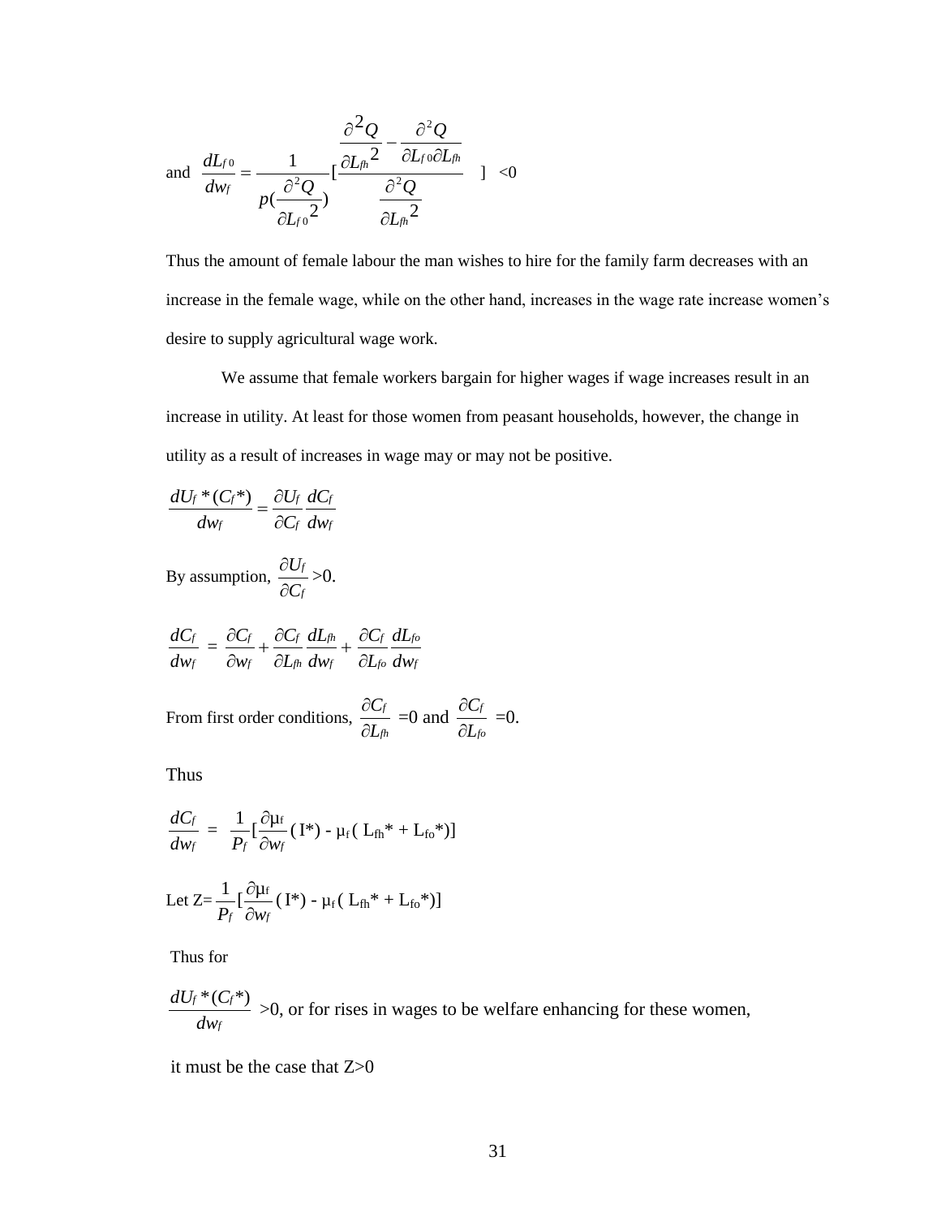and $\dfrac{dL_{f0}}{dw_f} = \dfrac{1}{p(\dfrac{\partial^2 Q}{\partial L_{f0}{}^2})}[\dfrac{\dfrac{\partial^2 Q}{\partial L_{fh}{}^2} - \dfrac{\partial^2 Q}{\partial L_{f0}\partial L_{fh}}}{\dfrac{\partial^2 Q}{\partial L_{fh}{}^2}}] < 0$

Thus the amount of female labour the man wishes to hire for the family farm decreases with an increase in the female wage, while on the other hand, increases in the wage rate increase women's desire to supply agricultural wage work.

We assume that female workers bargain for higher wages if wage increases result in an increase in utility. At least for those women from peasant households, however, the change in utility as a result of increases in wage may or may not be positive.

$$\frac{dU_f*(C_f*)}{dw_f} = \frac{\partial U_f}{\partial C_f}\frac{dC_f}{dw_f}$$

By assumption, $\dfrac{\partial U_f}{\partial C_f} > 0$.

$$\frac{dC_f}{dw_f} = \frac{\partial C_f}{\partial w_f} + \frac{\partial C_f}{\partial L_{fh}}\frac{dL_{fh}}{dw_f} + \frac{\partial C_f}{\partial L_{fo}}\frac{dL_{fo}}{dw_f}$$

From first order conditions, $\dfrac{\partial C_f}{\partial L_{fh}} = 0$ and $\dfrac{\partial C_f}{\partial L_{fo}} = 0$.

Thus

$$\frac{dC_f}{dw_f} = \frac{1}{P_f}[\frac{\partial \mu_f}{\partial w_f}(I*) - \mu_f(L_{fh}* + L_{fo}*)]$$

Let $Z = \dfrac{1}{P_f}[\dfrac{\partial \mu_f}{\partial w_f}(I*) - \mu_f(L_{fh}* + L_{fo}*)]$

Thus for

$\dfrac{dU_f*(C_f*)}{dw_f} > 0$, or for rises in wages to be welfare enhancing for these women,

it must be the case that $Z > 0$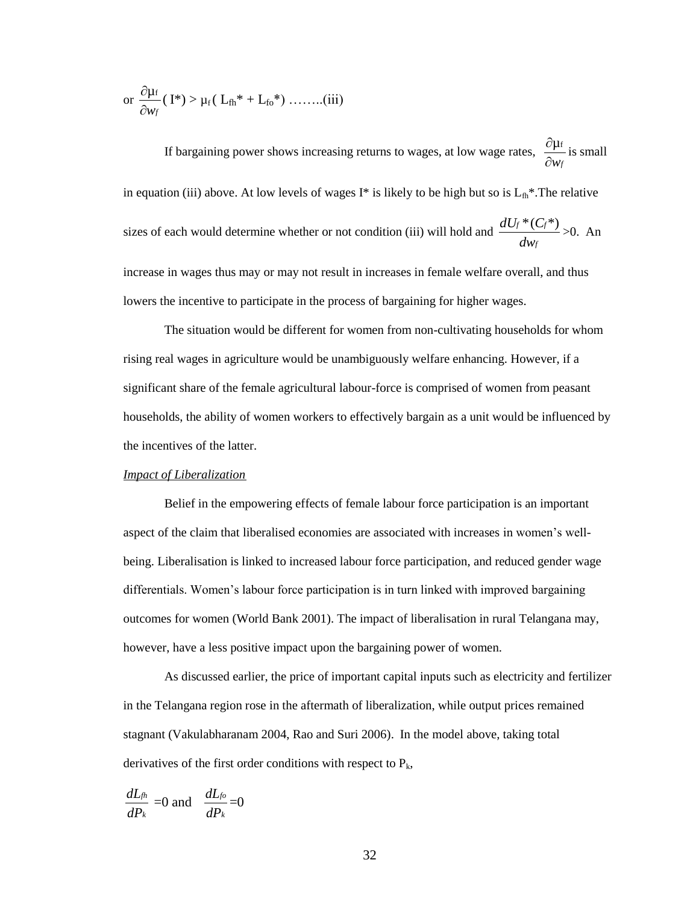or $\frac{\partial \mu_f}{\partial w_f}(I^*) > \mu_f(L_{fh}^* + L_{fo}^*)$ ……..(iii)

If bargaining power shows increasing returns to wages, at low wage rates, $\frac{\partial \mu_f}{\partial w_f}$ is small in equation (iii) above. At low levels of wages $I^*$ is likely to be high but so is $L_{fh}^*$.The relative sizes of each would determine whether or not condition (iii) will hold and $\frac{dU_f^*(C_f^*)}{dw_f}>0$. An increase in wages thus may or may not result in increases in female welfare overall, and thus lowers the incentive to participate in the process of bargaining for higher wages.

The situation would be different for women from non-cultivating households for whom rising real wages in agriculture would be unambiguously welfare enhancing. However, if a significant share of the female agricultural labour-force is comprised of women from peasant households, the ability of women workers to effectively bargain as a unit would be influenced by the incentives of the latter.

*Impact of Liberalization*

Belief in the empowering effects of female labour force participation is an important aspect of the claim that liberalised economies are associated with increases in women's well-being. Liberalisation is linked to increased labour force participation, and reduced gender wage differentials. Women's labour force participation is in turn linked with improved bargaining outcomes for women (World Bank 2001). The impact of liberalisation in rural Telangana may, however, have a less positive impact upon the bargaining power of women.

As discussed earlier, the price of important capital inputs such as electricity and fertilizer in the Telangana region rose in the aftermath of liberalization, while output prices remained stagnant (Vakulabharanam 2004, Rao and Suri 2006). In the model above, taking total derivatives of the first order conditions with respect to $P_k$,

$\frac{dL_{fh}}{dP_k}=0$ and $\frac{dL_{fo}}{dP_k}=0$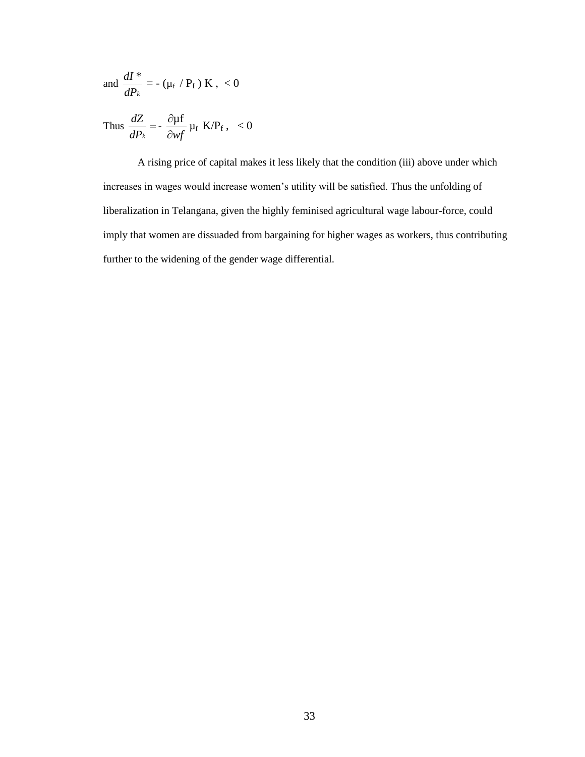and $\frac{dI^*}{dP_k} = - (\mu_f \ / \ P_f) \ K \ , \ < 0$

Thus $\frac{dZ}{dP_k} = - \ \frac{\partial \mu f}{\partial wf} \ \mu_f \ K/P_f \ , \ \ < 0$

A rising price of capital makes it less likely that the condition (iii) above under which increases in wages would increase women's utility will be satisfied. Thus the unfolding of liberalization in Telangana, given the highly feminised agricultural wage labour-force, could imply that women are dissuaded from bargaining for higher wages as workers, thus contributing further to the widening of the gender wage differential.